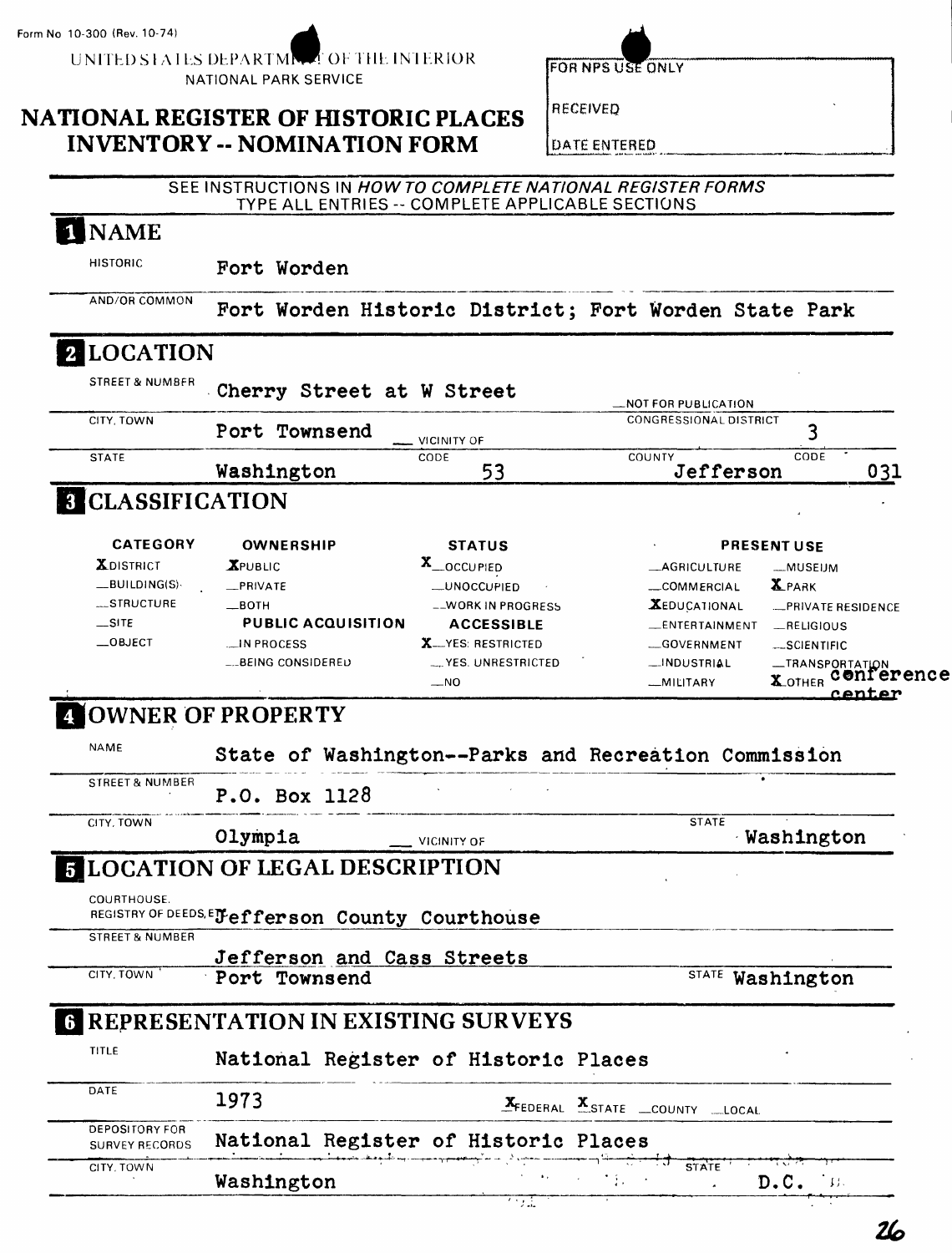Form No 10-300 (Rev. 10-74)

UNITED STATES DEPARTMENT OF THE INTERIOR
NATIONAL PARK SERVICE

# NATIONAL REGISTER OF HISTORIC PLACES INVENTORY -- NOMINATION FORM

| FOR NPS USE ONLY |
|---|
| RECEIVED |
| DATE ENTERED |

SEE INSTRUCTIONS IN *HOW TO COMPLETE NATIONAL REGISTER FORMS*
TYPE ALL ENTRIES -- COMPLETE APPLICABLE SECTIONS

## 1 NAME

HISTORIC: Fort Worden

AND/OR COMMON: Fort Worden Historic District; Fort Worden State Park

## 2 LOCATION

STREET & NUMBER: Cherry Street at W Street — __NOT FOR PUBLICATION

CITY, TOWN: Port Townsend — __ VICINITY OF — CONGRESSIONAL DISTRICT: 3

STATE: Washington — CODE: 53 — COUNTY: Jefferson — CODE: 031

## 3 CLASSIFICATION

| CATEGORY | OWNERSHIP | STATUS | PRESENT USE | |
|---|---|---|---|---|
| X DISTRICT | X PUBLIC | X OCCUPIED | __AGRICULTURE | __MUSEUM |
| __BUILDING(S) | __PRIVATE | __UNOCCUPIED | __COMMERCIAL | X PARK |
| __STRUCTURE | __BOTH | __WORK IN PROGRESS | X EDUCATIONAL | __PRIVATE RESIDENCE |
| __SITE | PUBLIC ACQUISITION | ACCESSIBLE | __ENTERTAINMENT | __RELIGIOUS |
| __OBJECT | __IN PROCESS | X YES: RESTRICTED | __GOVERNMENT | __SCIENTIFIC |
| | __BEING CONSIDERED | __YES: UNRESTRICTED | __INDUSTRIAL | __TRANSPORTATION |
| | | __NO | __MILITARY | X OTHER conference center |

## 4 OWNER OF PROPERTY

NAME: State of Washington--Parks and Recreation Commission

STREET & NUMBER: P.O. Box 1128

CITY, TOWN: Olympia — __ VICINITY OF — STATE: Washington

## 5 LOCATION OF LEGAL DESCRIPTION

COURTHOUSE, REGISTRY OF DEEDS, ETC.: Jefferson County Courthouse

STREET & NUMBER: Jefferson and Cass Streets

CITY, TOWN: Port Townsend — STATE: Washington

## 6 REPRESENTATION IN EXISTING SURVEYS

TITLE: National Register of Historic Places

DATE: 1973 — X FEDERAL X STATE __COUNTY __LOCAL

DEPOSITORY FOR SURVEY RECORDS: National Register of Historic Places

CITY, TOWN: Washington — STATE: D.C.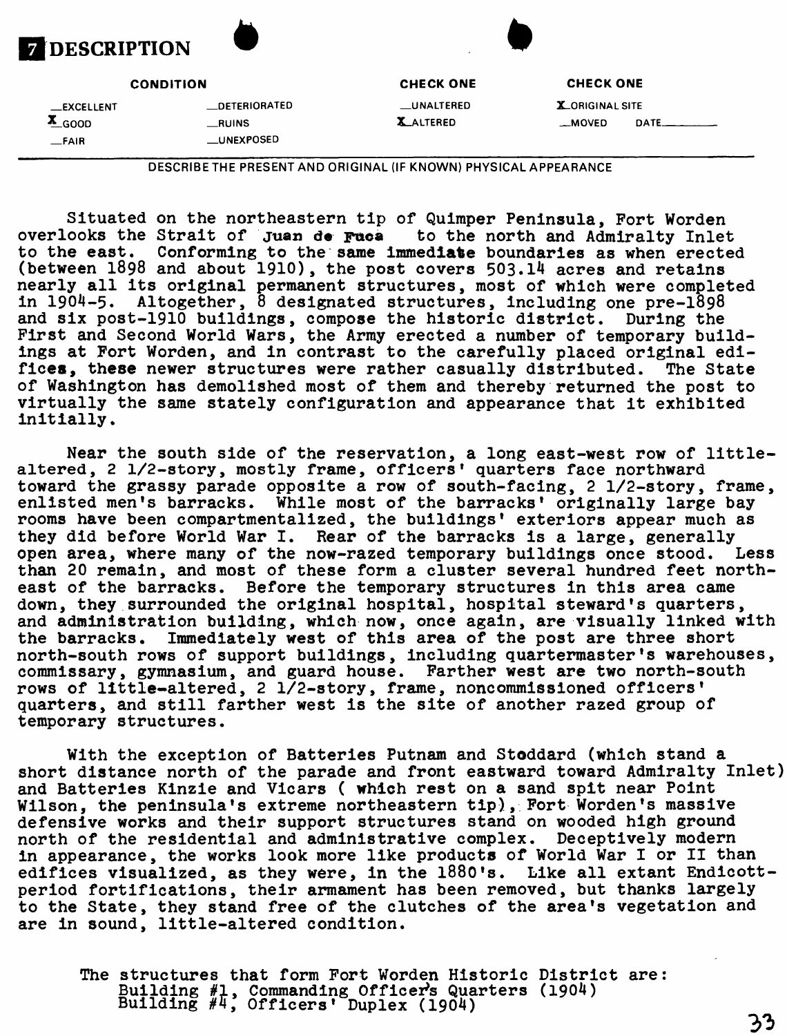## 7 DESCRIPTION

| CONDITION | | CHECK ONE | CHECK ONE |
|---|---|---|---|
| __EXCELLENT | __DETERIORATED | __UNALTERED | X ORIGINAL SITE |
| X GOOD | __RUINS | X ALTERED | __MOVED DATE______ |
| __FAIR | __UNEXPOSED | | |

DESCRIBE THE PRESENT AND ORIGINAL (IF KNOWN) PHYSICAL APPEARANCE

Situated on the northeastern tip of Quimper Peninsula, Fort Worden overlooks the Strait of Juan de Fuca to the north and Admiralty Inlet to the east. Conforming to the same immediate boundaries as when erected (between 1898 and about 1910), the post covers 503.14 acres and retains nearly all its original permanent structures, most of which were completed in 1904-5. Altogether, 8 designated structures, including one pre-1898 and six post-1910 buildings, compose the historic district. During the First and Second World Wars, the Army erected a number of temporary buildings at Fort Worden, and in contrast to the carefully placed original edifices, these newer structures were rather casually distributed. The State of Washington has demolished most of them and thereby returned the post to virtually the same stately configuration and appearance that it exhibited initially.

Near the south side of the reservation, a long east-west row of little-altered, 2 1/2-story, mostly frame, officers' quarters face northward toward the grassy parade opposite a row of south-facing, 2 1/2-story, frame, enlisted men's barracks. While most of the barracks' originally large bay rooms have been compartmentalized, the buildings' exteriors appear much as they did before World War I. Rear of the barracks is a large, generally open area, where many of the now-razed temporary buildings once stood. Less than 20 remain, and most of these form a cluster several hundred feet northeast of the barracks. Before the temporary structures in this area came down, they surrounded the original hospital, hospital steward's quarters, and administration building, which now, once again, are visually linked with the barracks. Immediately west of this area of the post are three short north-south rows of support buildings, including quartermaster's warehouses, commissary, gymnasium, and guard house. Farther west are two north-south rows of little-altered, 2 1/2-story, frame, noncommissioned officers' quarters, and still farther west is the site of another razed group of temporary structures.

With the exception of Batteries Putnam and Stoddard (which stand a short distance north of the parade and front eastward toward Admiralty Inlet) and Batteries Kinzie and Vicars ( which rest on a sand spit near Point Wilson, the peninsula's extreme northeastern tip), Fort Worden's massive defensive works and their support structures stand on wooded high ground north of the residential and administrative complex. Deceptively modern in appearance, the works look more like products of World War I or II than edifices visualized, as they were, in the 1880's. Like all extant Endicott-period fortifications, their armament has been removed, but thanks largely to the State, they stand free of the clutches of the area's vegetation and are in sound, little-altered condition.

The structures that form Fort Worden Historic District are:
Building #1, Commanding Officer's Quarters (1904)
Building #4, Officers' Duplex (1904)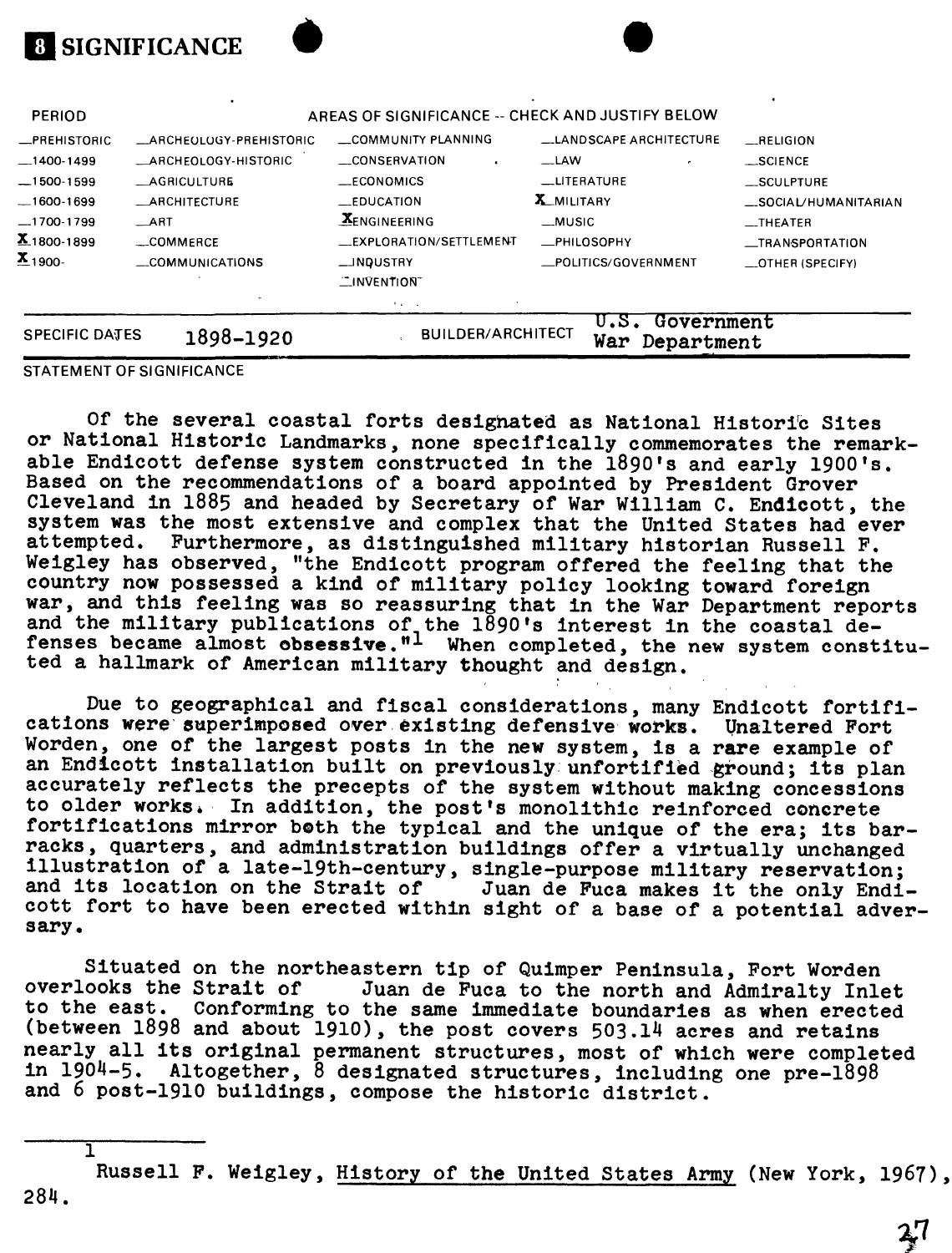# 8 SIGNIFICANCE

| PERIOD | AREAS OF SIGNIFICANCE -- CHECK AND JUSTIFY BELOW | | | |
|---|---|---|---|---|
| _PREHISTORIC | _ARCHEOLOGY-PREHISTORIC | _COMMUNITY PLANNING | _LANDSCAPE ARCHITECTURE | _RELIGION |
| _1400-1499 | _ARCHEOLOGY-HISTORIC | _CONSERVATION | _LAW | _SCIENCE |
| _1500-1599 | _AGRICULTURE | _ECONOMICS | _LITERATURE | _SCULPTURE |
| _1600-1699 | _ARCHITECTURE | _EDUCATION | X_MILITARY | _SOCIAL/HUMANITARIAN |
| _1700-1799 | _ART | X_ENGINEERING | _MUSIC | _THEATER |
| X_1800-1899 | _COMMERCE | _EXPLORATION/SETTLEMENT | _PHILOSOPHY | _TRANSPORTATION |
| X_1900- | _COMMUNICATIONS | _INDUSTRY | _POLITICS/GOVERNMENT | _OTHER (SPECIFY) |
| | | _INVENTION | | |

SPECIFIC DATES 1898-1920 BUILDER/ARCHITECT U.S. Government War Department

STATEMENT OF SIGNIFICANCE

Of the several coastal forts designated as National Historic Sites or National Historic Landmarks, none specifically commemorates the remarkable Endicott defense system constructed in the 1890's and early 1900's. Based on the recommendations of a board appointed by President Grover Cleveland in 1885 and headed by Secretary of War William C. Endicott, the system was the most extensive and complex that the United States had ever attempted. Furthermore, as distinguished military historian Russell F. Weigley has observed, "the Endicott program offered the feeling that the country now possessed a kind of military policy looking toward foreign war, and this feeling was so reassuring that in the War Department reports and the military publications of the 1890's interest in the coastal defenses became almost obsessive."[1] When completed, the new system constituted a hallmark of American military thought and design.

Due to geographical and fiscal considerations, many Endicott fortifications were superimposed over existing defensive works. Unaltered Fort Worden, one of the largest posts in the new system, is a rare example of an Endicott installation built on previously unfortified ground; its plan accurately reflects the precepts of the system without making concessions to older works. In addition, the post's monolithic reinforced concrete fortifications mirror both the typical and the unique of the era; its barracks, quarters, and administration buildings offer a virtually unchanged illustration of a late-19th-century, single-purpose military reservation; and its location on the Strait of Juan de Fuca makes it the only Endicott fort to have been erected within sight of a base of a potential adversary.

Situated on the northeastern tip of Quimper Peninsula, Fort Worden overlooks the Strait of Juan de Fuca to the north and Admiralty Inlet to the east. Conforming to the same immediate boundaries as when erected (between 1898 and about 1910), the post covers 503.14 acres and retains nearly all its original permanent structures, most of which were completed in 1904-5. Altogether, 8 designated structures, including one pre-1898 and 6 post-1910 buildings, compose the historic district.

---

[1] Russell F. Weigley, History of the United States Army (New York, 1967), 284.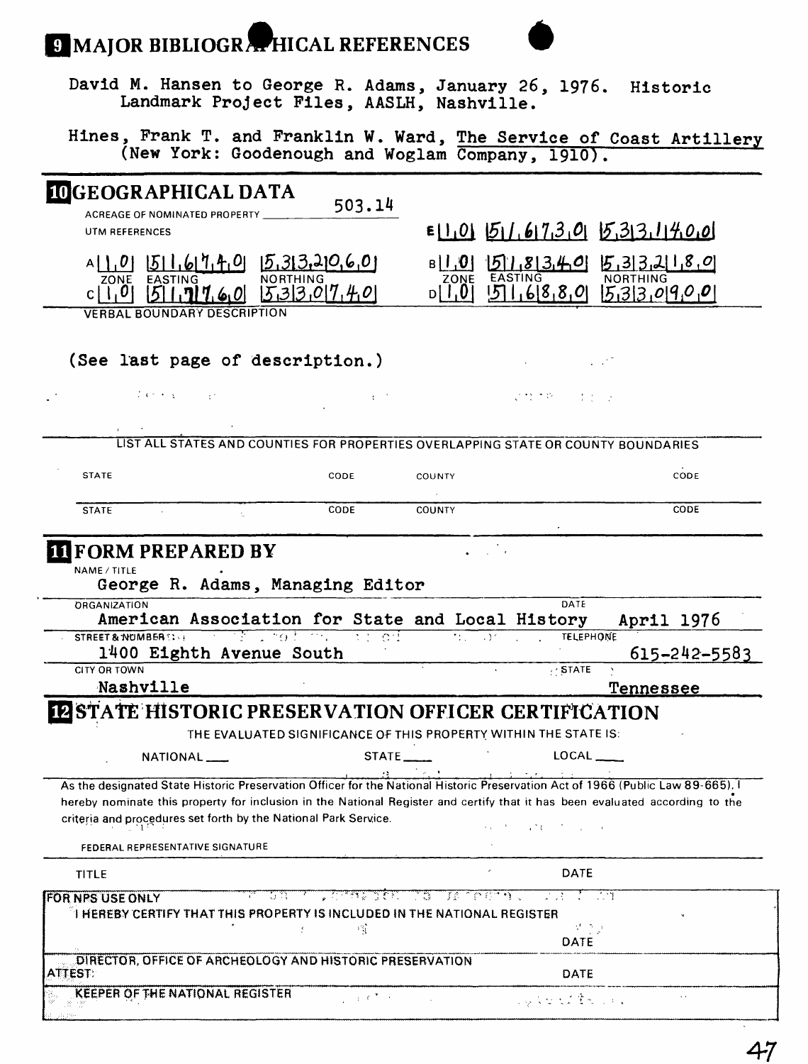## 9 MAJOR BIBLIOGRAPHICAL REFERENCES

David M. Hansen to George R. Adams, January 26, 1976. Historic Landmark Project Files, AASLH, Nashville.

Hines, Frank T. and Franklin W. Ward, The Service of Coast Artillery (New York: Goodenough and Woglam Company, 1910).

## 10 GEOGRAPHICAL DATA

ACREAGE OF NOMINATED PROPERTY 503.14

UTM REFERENCES

| | ZONE | EASTING | NORTHING |
|---|---|---|---|
| A | 1,0 | 5 1,6 7,4,0 | 5,3 3,2 0,6,0 |
| B | 1,0 | 5 1,8 3,4,0 | 5,3 3,2 1,8,0 |
| C | 1,0 | 5 1,7 7,6,0 | 5,3 3,0 7,4,0 |
| D | 1,0 | 5 1,6 8,8,0 | 5,3 3,0 9,0,0 |
| E | 1,0 | 5 1,6 7,3,0 | 5,3 3,1 4,0,0 |

VERBAL BOUNDARY DESCRIPTION

(See last page of description.)

LIST ALL STATES AND COUNTIES FOR PROPERTIES OVERLAPPING STATE OR COUNTY BOUNDARIES

| STATE | CODE | COUNTY | CODE |
|---|---|---|---|
| STATE | CODE | COUNTY | CODE |

## 11 FORM PREPARED BY

NAME / TITLE
George R. Adams, Managing Editor

ORGANIZATION
American Association for State and Local History

DATE
April 1976

STREET & NUMBER
1400 Eighth Avenue South

TELEPHONE
615-242-5583

CITY OR TOWN
Nashville

STATE
Tennessee

## 12 STATE HISTORIC PRESERVATION OFFICER CERTIFICATION

THE EVALUATED SIGNIFICANCE OF THIS PROPERTY WITHIN THE STATE IS:

NATIONAL ___ STATE ___ LOCAL ___

As the designated State Historic Preservation Officer for the National Historic Preservation Act of 1966 (Public Law 89-665), I hereby nominate this property for inclusion in the National Register and certify that it has been evaluated according to the criteria and procedures set forth by the National Park Service.

FEDERAL REPRESENTATIVE SIGNATURE

TITLE DATE

FOR NPS USE ONLY

I HEREBY CERTIFY THAT THIS PROPERTY IS INCLUDED IN THE NATIONAL REGISTER

DATE

DIRECTOR, OFFICE OF ARCHEOLOGY AND HISTORIC PRESERVATION

ATTEST: DATE

KEEPER OF THE NATIONAL REGISTER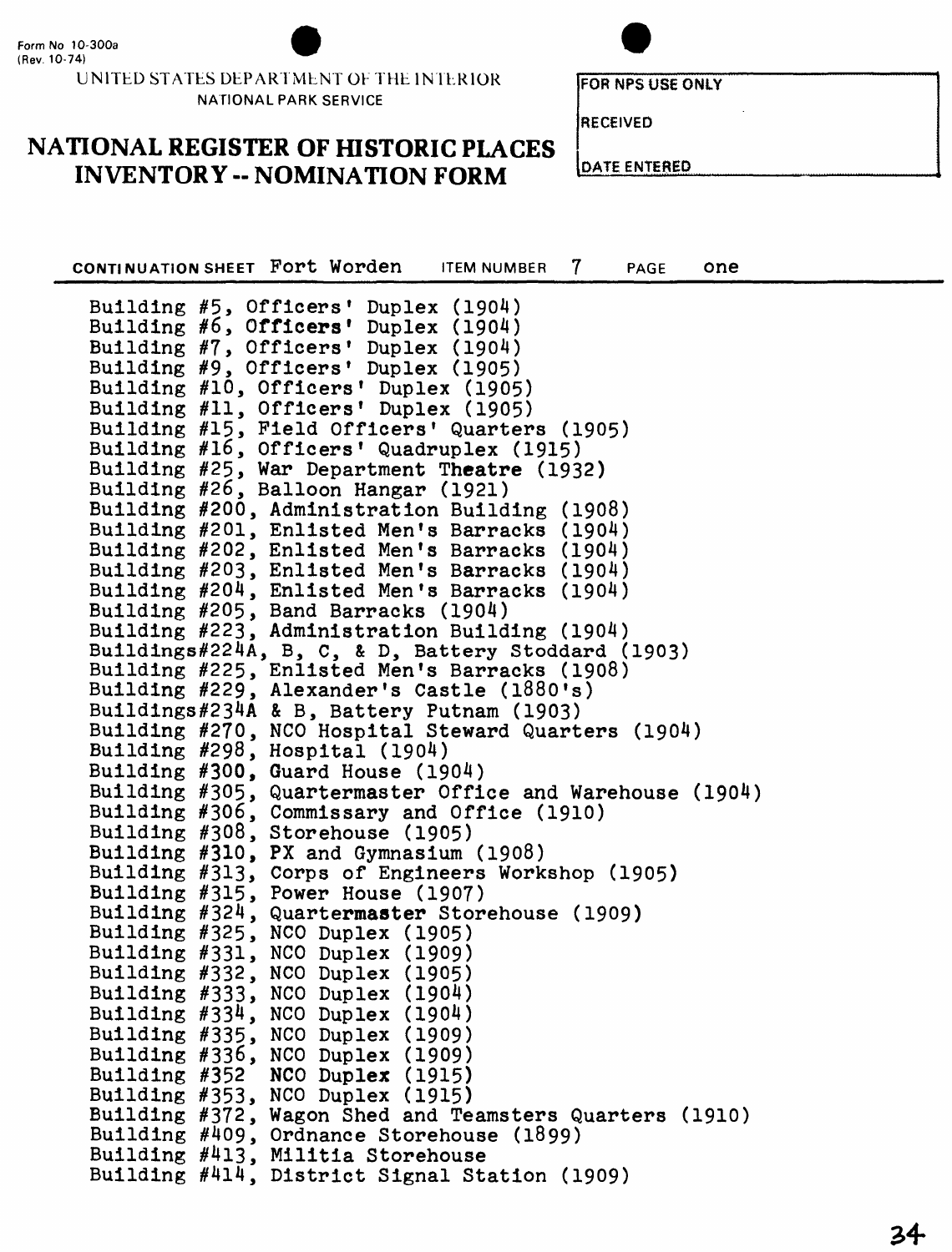Form No 10-300a
(Rev. 10-74)

UNITED STATES DEPARTMENT OF THE INTERIOR
NATIONAL PARK SERVICE

# NATIONAL REGISTER OF HISTORIC PLACES INVENTORY -- NOMINATION FORM

FOR NPS USE ONLY

RECEIVED

DATE ENTERED

CONTINUATION SHEET Fort Worden ITEM NUMBER 7 PAGE one

Building #5, Officers' Duplex (1904)
Building #6, Officers' Duplex (1904)
Building #7, Officers' Duplex (1904)
Building #9, Officers' Duplex (1905)
Building #10, Officers' Duplex (1905)
Building #11, Officers' Duplex (1905)
Building #15, Field Officers' Quarters (1905)
Building #16, Officers' Quadruplex (1915)
Building #25, War Department Theatre (1932)
Building #26, Balloon Hangar (1921)
Building #200, Administration Building (1908)
Building #201, Enlisted Men's Barracks (1904)
Building #202, Enlisted Men's Barracks (1904)
Building #203, Enlisted Men's Barracks (1904)
Building #204, Enlisted Men's Barracks (1904)
Building #205, Band Barracks (1904)
Building #223, Administration Building (1904)
Buildings#224A, B, C, & D, Battery Stoddard (1903)
Building #225, Enlisted Men's Barracks (1908)
Building #229, Alexander's Castle (1880's)
Buildings#234A & B, Battery Putnam (1903)
Building #270, NCO Hospital Steward Quarters (1904)
Building #298, Hospital (1904)
Building #300, Guard House (1904)
Building #305, Quartermaster Office and Warehouse (1904)
Building #306, Commissary and Office (1910)
Building #308, Storehouse (1905)
Building #310, PX and Gymnasium (1908)
Building #313, Corps of Engineers Workshop (1905)
Building #315, Power House (1907)
Building #324, Quartermaster Storehouse (1909)
Building #325, NCO Duplex (1905)
Building #331, NCO Duplex (1909)
Building #332, NCO Duplex (1905)
Building #333, NCO Duplex (1904)
Building #334, NCO Duplex (1904)
Building #335, NCO Duplex (1909)
Building #336, NCO Duplex (1909)
Building #352 NCO Duplex (1915)
Building #353, NCO Duplex (1915)
Building #372, Wagon Shed and Teamsters Quarters (1910)
Building #409, Ordnance Storehouse (1899)
Building #413, Militia Storehouse
Building #414, District Signal Station (1909)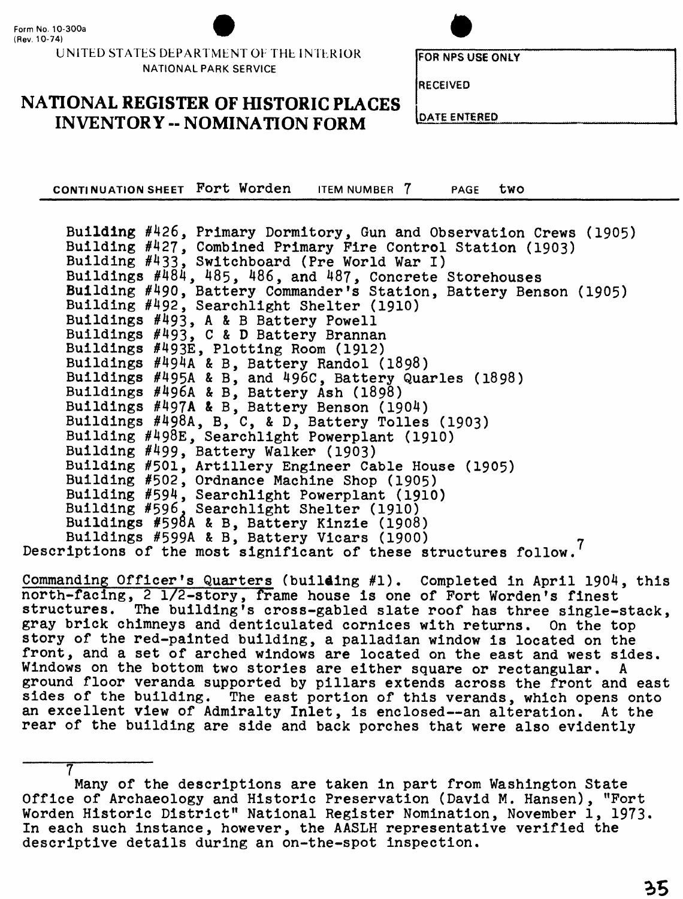Form No. 10-300a
(Rev. 10-74)

UNITED STATES DEPARTMENT OF THE INTERIOR
NATIONAL PARK SERVICE

# NATIONAL REGISTER OF HISTORIC PLACES INVENTORY -- NOMINATION FORM

FOR NPS USE ONLY

RECEIVED

DATE ENTERED

CONTINUATION SHEET Fort Worden ITEM NUMBER 7 PAGE two

- Building #426, Primary Dormitory, Gun and Observation Crews (1905)
- Building #427, Combined Primary Fire Control Station (1903)
- Building #433, Switchboard (Pre World War I)
- Buildings #484, 485, 486, and 487, Concrete Storehouses
- Building #490, Battery Commander's Station, Battery Benson (1905)
- Building #492, Searchlight Shelter (1910)
- Buildings #493, A & B Battery Powell
- Buildings #493, C & D Battery Brannan
- Buildings #493E, Plotting Room (1912)
- Buildings #494A & B, Battery Randol (1898)
- Buildings #495A & B, and 496C, Battery Quarles (1898)
- Buildings #496A & B, Battery Ash (1898)
- Buildings #497A & B, Battery Benson (1904)
- Buildings #498A, B, C, & D, Battery Tolles (1903)
- Building #498E, Searchlight Powerplant (1910)
- Building #499, Battery Walker (1903)
- Building #501, Artillery Engineer Cable House (1905)
- Building #502, Ordnance Machine Shop (1905)
- Building #594, Searchlight Powerplant (1910)
- Building #596, Searchlight Shelter (1910)
- Buildings #598A & B, Battery Kinzie (1908)
- Buildings #599A & B, Battery Vicars (1900)

Descriptions of the most significant of these structures follow.[7]

Commanding Officer's Quarters (building #1). Completed in April 1904, this north-facing, 2 1/2-story, frame house is one of Fort Worden's finest structures. The building's cross-gabled slate roof has three single-stack, gray brick chimneys and denticulated cornices with returns. On the top story of the red-painted building, a palladian window is located on the front, and a set of arched windows are located on the east and west sides. Windows on the bottom two stories are either square or rectangular. A ground floor veranda supported by pillars extends across the front and east sides of the building. The east portion of this verands, which opens onto an excellent view of Admiralty Inlet, is enclosed--an alteration. At the rear of the building are side and back porches that were also evidently

---

[7] Many of the descriptions are taken in part from Washington State Office of Archaeology and Historic Preservation (David M. Hansen), "Fort Worden Historic District" National Register Nomination, November 1, 1973. In each such instance, however, the AASLH representative verified the descriptive details during an on-the-spot inspection.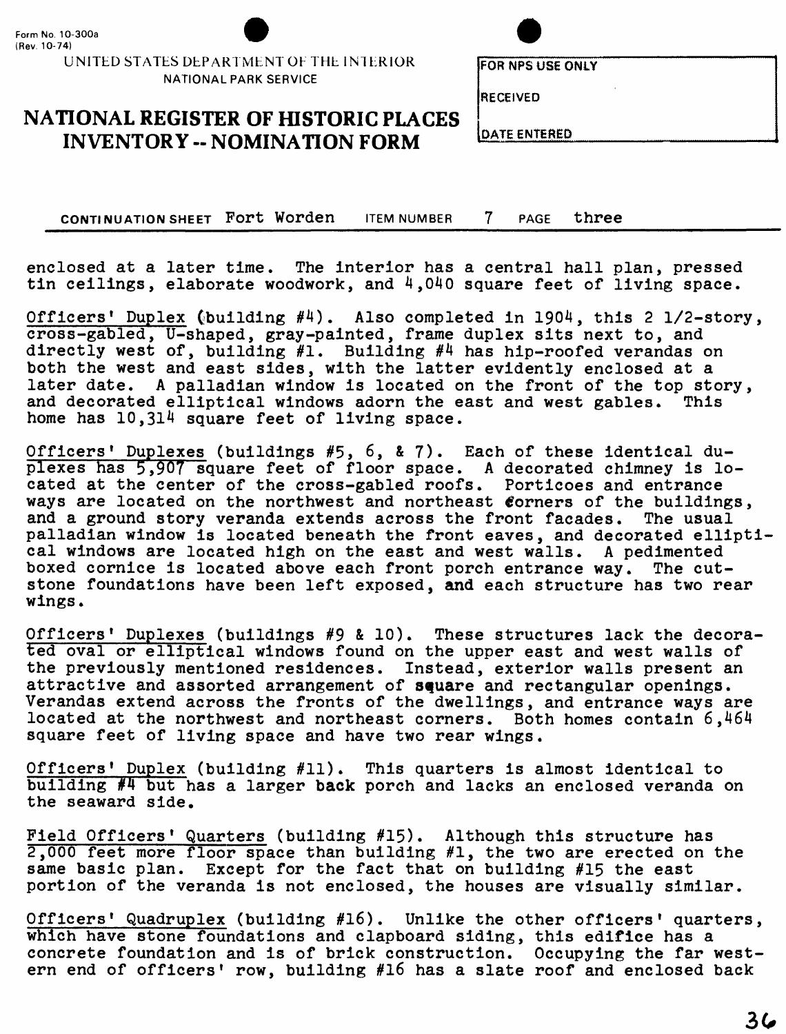Form No. 10-300a
(Rev. 10-74)

UNITED STATES DEPARTMENT OF THE INTERIOR
NATIONAL PARK SERVICE

# NATIONAL REGISTER OF HISTORIC PLACES INVENTORY -- NOMINATION FORM

| FOR NPS USE ONLY |
| --- |
| RECEIVED |
| DATE ENTERED |

CONTINUATION SHEET Fort Worden ITEM NUMBER 7 PAGE three

enclosed at a later time. The interior has a central hall plan, pressed tin ceilings, elaborate woodwork, and 4,040 square feet of living space.

Officers' Duplex (building #4). Also completed in 1904, this 2 1/2-story, cross-gabled, U-shaped, gray-painted, frame duplex sits next to, and directly west of, building #1. Building #4 has hip-roofed verandas on both the west and east sides, with the latter evidently enclosed at a later date. A palladian window is located on the front of the top story, and decorated elliptical windows adorn the east and west gables. This home has 10,314 square feet of living space.

Officers' Duplexes (buildings #5, 6, & 7). Each of these identical duplexes has 5,907 square feet of floor space. A decorated chimney is located at the center of the cross-gabled roofs. Porticoes and entrance ways are located on the northwest and northeast corners of the buildings, and a ground story veranda extends across the front facades. The usual palladian window is located beneath the front eaves, and decorated elliptical windows are located high on the east and west walls. A pedimented boxed cornice is located above each front porch entrance way. The cut-stone foundations have been left exposed, and each structure has two rear wings.

Officers' Duplexes (buildings #9 & 10). These structures lack the decorated oval or elliptical windows found on the upper east and west walls of the previously mentioned residences. Instead, exterior walls present an attractive and assorted arrangement of square and rectangular openings. Verandas extend across the fronts of the dwellings, and entrance ways are located at the northwest and northeast corners. Both homes contain 6,464 square feet of living space and have two rear wings.

Officers' Duplex (building #11). This quarters is almost identical to building #4 but has a larger back porch and lacks an enclosed veranda on the seaward side.

Field Officers' Quarters (building #15). Although this structure has 2,000 feet more floor space than building #1, the two are erected on the same basic plan. Except for the fact that on building #15 the east portion of the veranda is not enclosed, the houses are visually similar.

Officers' Quadruplex (building #16). Unlike the other officers' quarters, which have stone foundations and clapboard siding, this edifice has a concrete foundation and is of brick construction. Occupying the far western end of officers' row, building #16 has a slate roof and enclosed back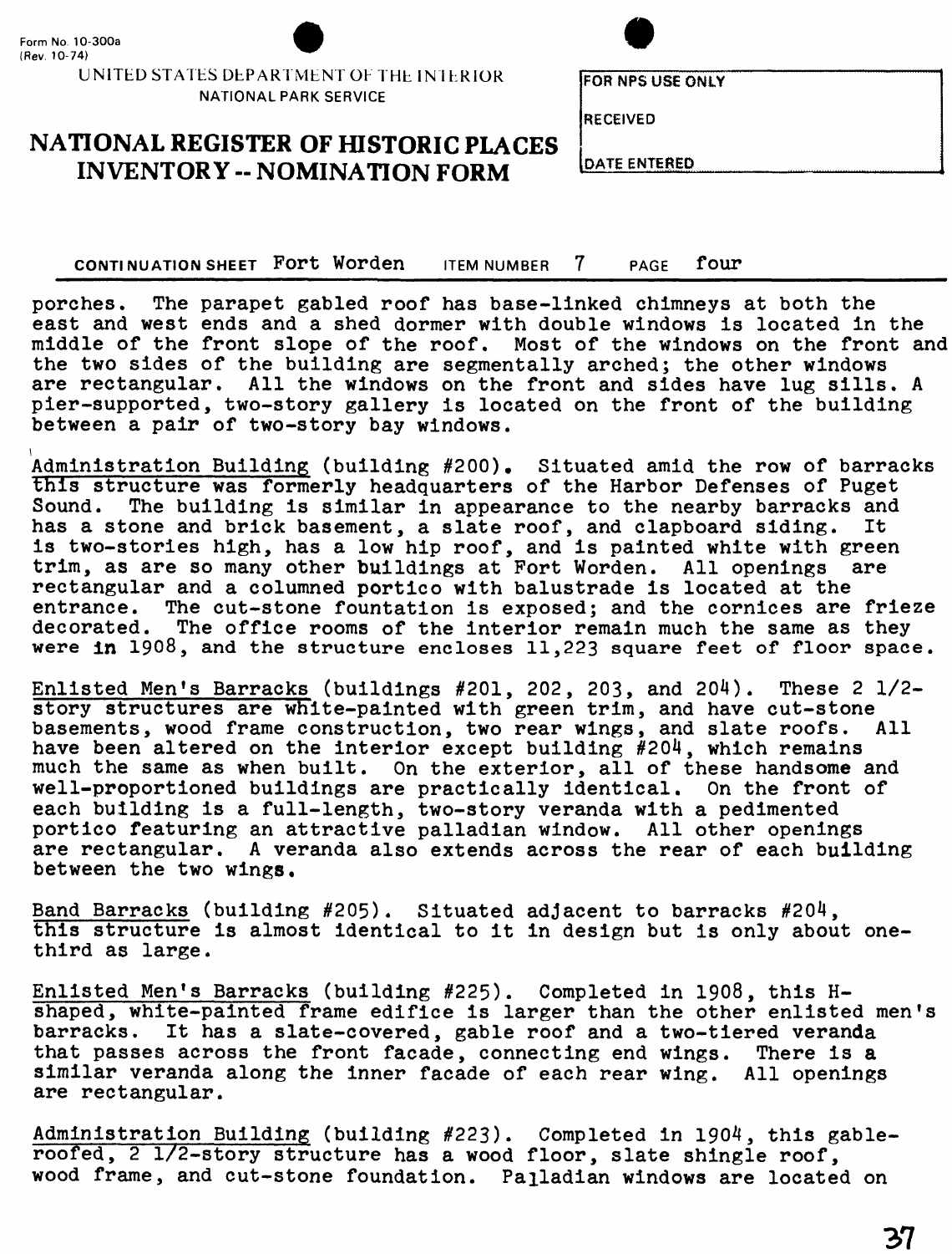Form No. 10-300a
(Rev. 10-74)

UNITED STATES DEPARTMENT OF THE INTERIOR
NATIONAL PARK SERVICE

# NATIONAL REGISTER OF HISTORIC PLACES INVENTORY -- NOMINATION FORM

FOR NPS USE ONLY

RECEIVED

DATE ENTERED

CONTINUATION SHEET Fort Worden ITEM NUMBER 7 PAGE four

porches. The parapet gabled roof has base-linked chimneys at both the east and west ends and a shed dormer with double windows is located in the middle of the front slope of the roof. Most of the windows on the front and the two sides of the building are segmentally arched; the other windows are rectangular. All the windows on the front and sides have lug sills. A pier-supported, two-story gallery is located on the front of the building between a pair of two-story bay windows.

Administration Building (building #200). Situated amid the row of barracks this structure was formerly headquarters of the Harbor Defenses of Puget Sound. The building is similar in appearance to the nearby barracks and has a stone and brick basement, a slate roof, and clapboard siding. It is two-stories high, has a low hip roof, and is painted white with green trim, as are so many other buildings at Fort Worden. All openings are rectangular and a columned portico with balustrade is located at the entrance. The cut-stone fountation is exposed; and the cornices are frieze decorated. The office rooms of the interior remain much the same as they were in 1908, and the structure encloses 11,223 square feet of floor space.

Enlisted Men's Barracks (buildings #201, 202, 203, and 204). These 2 1/2-story structures are white-painted with green trim, and have cut-stone basements, wood frame construction, two rear wings, and slate roofs. All have been altered on the interior except building #204, which remains much the same as when built. On the exterior, all of these handsome and well-proportioned buildings are practically identical. On the front of each building is a full-length, two-story veranda with a pedimented portico featuring an attractive palladian window. All other openings are rectangular. A veranda also extends across the rear of each building between the two wings.

Band Barracks (building #205). Situated adjacent to barracks #204, this structure is almost identical to it in design but is only about one-third as large.

Enlisted Men's Barracks (building #225). Completed in 1908, this H-shaped, white-painted frame edifice is larger than the other enlisted men's barracks. It has a slate-covered, gable roof and a two-tiered veranda that passes across the front facade, connecting end wings. There is a similar veranda along the inner facade of each rear wing. All openings are rectangular.

Administration Building (building #223). Completed in 1904, this gable-roofed, 2 1/2-story structure has a wood floor, slate shingle roof, wood frame, and cut-stone foundation. Palladian windows are located on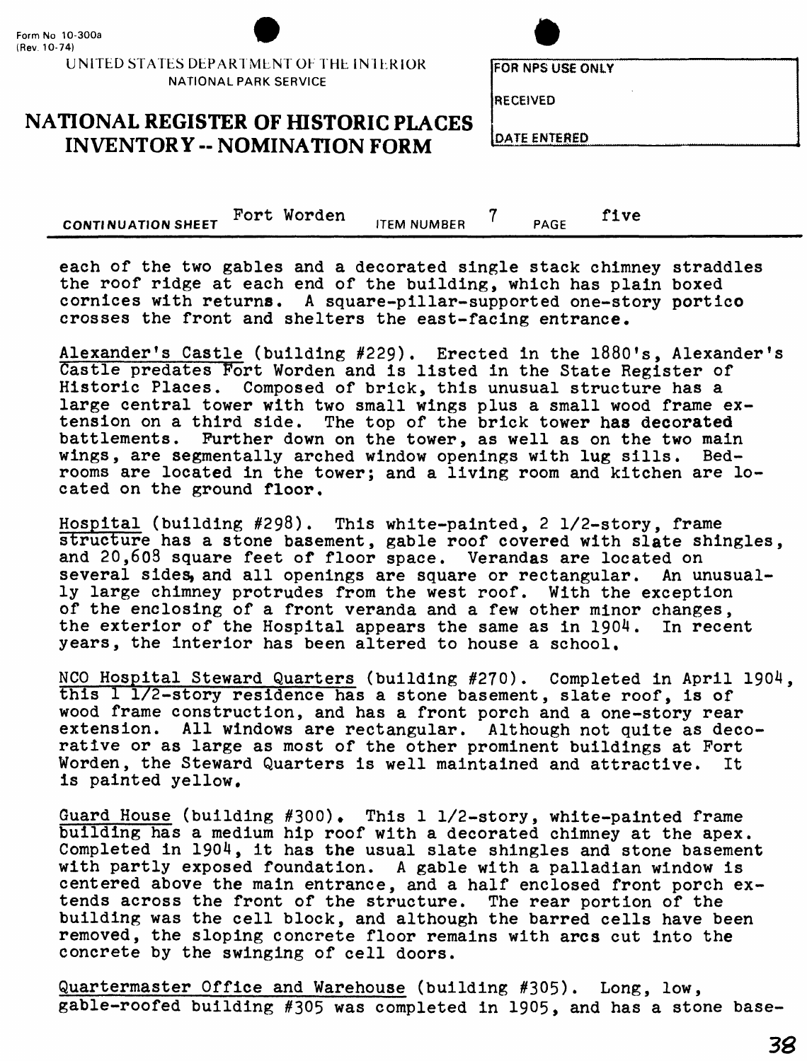Form No 10-300a
(Rev. 10-74)

UNITED STATES DEPARTMENT OF THE INTERIOR
NATIONAL PARK SERVICE

# NATIONAL REGISTER OF HISTORIC PLACES INVENTORY -- NOMINATION FORM

FOR NPS USE ONLY

RECEIVED

DATE ENTERED

CONTINUATION SHEET Fort Worden ITEM NUMBER 7 PAGE five

each of the two gables and a decorated single stack chimney straddles the roof ridge at each end of the building, which has plain boxed cornices with returns. A square-pillar-supported one-story portico crosses the front and shelters the east-facing entrance.

Alexander's Castle (building #229). Erected in the 1880's, Alexander's Castle predates Fort Worden and is listed in the State Register of Historic Places. Composed of brick, this unusual structure has a large central tower with two small wings plus a small wood frame extension on a third side. The top of the brick tower has decorated battlements. Further down on the tower, as well as on the two main wings, are segmentally arched window openings with lug sills. Bedrooms are located in the tower; and a living room and kitchen are located on the ground floor.

Hospital (building #298). This white-painted, 2 1/2-story, frame structure has a stone basement, gable roof covered with slate shingles, and 20,608 square feet of floor space. Verandas are located on several sides, and all openings are square or rectangular. An unusually large chimney protrudes from the west roof. With the exception of the enclosing of a front veranda and a few other minor changes, the exterior of the Hospital appears the same as in 1904. In recent years, the interior has been altered to house a school.

NCO Hospital Steward Quarters (building #270). Completed in April 1904, this 1 1/2-story residence has a stone basement, slate roof, is of wood frame construction, and has a front porch and a one-story rear extension. All windows are rectangular. Although not quite as decorative or as large as most of the other prominent buildings at Fort Worden, the Steward Quarters is well maintained and attractive. It is painted yellow.

Guard House (building #300). This 1 1/2-story, white-painted frame building has a medium hip roof with a decorated chimney at the apex. Completed in 1904, it has the usual slate shingles and stone basement with partly exposed foundation. A gable with a palladian window is centered above the main entrance, and a half enclosed front porch extends across the front of the structure. The rear portion of the building was the cell block, and although the barred cells have been removed, the sloping concrete floor remains with arcs cut into the concrete by the swinging of cell doors.

Quartermaster Office and Warehouse (building #305). Long, low, gable-roofed building #305 was completed in 1905, and has a stone base-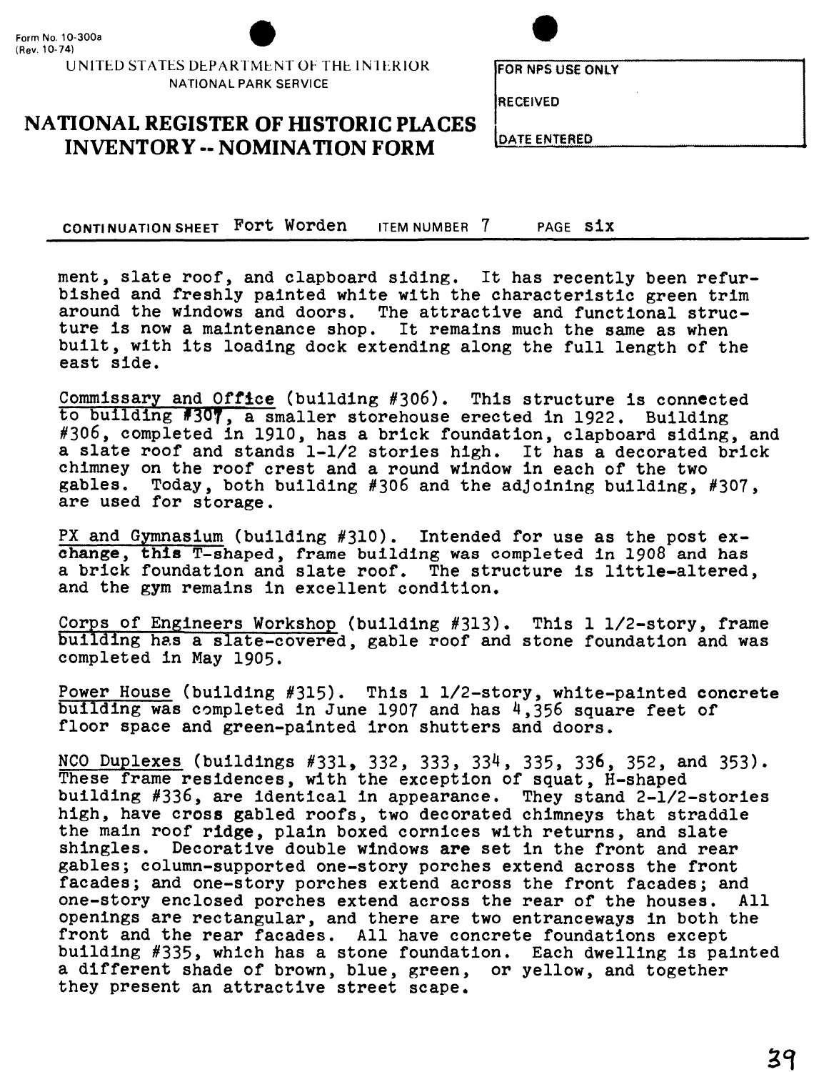Form No. 10-300a
(Rev. 10-74)

UNITED STATES DEPARTMENT OF THE INTERIOR
NATIONAL PARK SERVICE

# NATIONAL REGISTER OF HISTORIC PLACES INVENTORY -- NOMINATION FORM

| FOR NPS USE ONLY |
|---|
| RECEIVED |
| DATE ENTERED |

CONTINUATION SHEET Fort Worden ITEM NUMBER 7 PAGE six

---

ment, slate roof, and clapboard siding. It has recently been refurbished and freshly painted white with the characteristic green trim around the windows and doors. The attractive and functional structure is now a maintenance shop. It remains much the same as when built, with its loading dock extending along the full length of the east side.

Commissary and Office (building #306). This structure is connected to building #307, a smaller storehouse erected in 1922. Building #306, completed in 1910, has a brick foundation, clapboard siding, and a slate roof and stands 1-1/2 stories high. It has a decorated brick chimney on the roof crest and a round window in each of the two gables. Today, both building #306 and the adjoining building, #307, are used for storage.

PX and Gymnasium (building #310). Intended for use as the post exchange, this T-shaped, frame building was completed in 1908 and has a brick foundation and slate roof. The structure is little-altered, and the gym remains in excellent condition.

Corps of Engineers Workshop (building #313). This 1 1/2-story, frame building has a slate-covered, gable roof and stone foundation and was completed in May 1905.

Power House (building #315). This 1 1/2-story, white-painted concrete building was completed in June 1907 and has 4,356 square feet of floor space and green-painted iron shutters and doors.

NCO Duplexes (buildings #331, 332, 333, 334, 335, 336, 352, and 353). These frame residences, with the exception of squat, H-shaped building #336, are identical in appearance. They stand 2-1/2-stories high, have cross gabled roofs, two decorated chimneys that straddle the main roof ridge, plain boxed cornices with returns, and slate shingles. Decorative double windows are set in the front and rear gables; column-supported one-story porches extend across the front facades; and one-story porches extend across the front facades; and one-story enclosed porches extend across the rear of the houses. All openings are rectangular, and there are two entranceways in both the front and the rear facades. All have concrete foundations except building #335, which has a stone foundation. Each dwelling is painted a different shade of brown, blue, green, or yellow, and together they present an attractive street scape.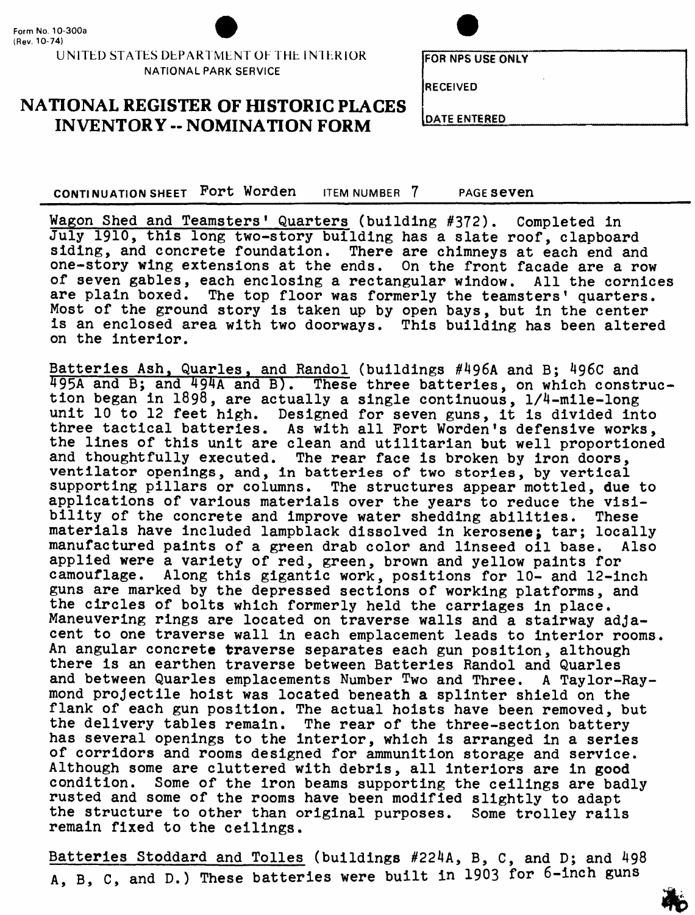Form No. 10-300a
(Rev. 10-74)

UNITED STATES DEPARTMENT OF THE INTERIOR
NATIONAL PARK SERVICE

# NATIONAL REGISTER OF HISTORIC PLACES INVENTORY -- NOMINATION FORM

| FOR NPS USE ONLY |
| --- |
| RECEIVED |
| DATE ENTERED |

CONTINUATION SHEET Fort Worden ITEM NUMBER 7 PAGE seven

Wagon Shed and Teamsters' Quarters (building #372). Completed in July 1910, this long two-story building has a slate roof, clapboard siding, and concrete foundation. There are chimneys at each end and one-story wing extensions at the ends. On the front facade are a row of seven gables, each enclosing a rectangular window. All the cornices are plain boxed. The top floor was formerly the teamsters' quarters. Most of the ground story is taken up by open bays, but in the center is an enclosed area with two doorways. This building has been altered on the interior.

Batteries Ash, Quarles, and Randol (buildings #496A and B; 496C and 495A and B; and 494A and B). These three batteries, on which construction began in 1898, are actually a single continuous, 1/4-mile-long unit 10 to 12 feet high. Designed for seven guns, it is divided into three tactical batteries. As with all Fort Worden's defensive works, the lines of this unit are clean and utilitarian but well proportioned and thoughtfully executed. The rear face is broken by iron doors, ventilator openings, and, in batteries of two stories, by vertical supporting pillars or columns. The structures appear mottled, due to applications of various materials over the years to reduce the visibility of the concrete and improve water shedding abilities. These materials have included lampblack dissolved in kerosene; tar; locally manufactured paints of a green drab color and linseed oil base. Also applied were a variety of red, green, brown and yellow paints for camouflage. Along this gigantic work, positions for 10- and 12-inch guns are marked by the depressed sections of working platforms, and the circles of bolts which formerly held the carriages in place. Maneuvering rings are located on traverse walls and a stairway adjacent to one traverse wall in each emplacement leads to interior rooms. An angular concrete traverse separates each gun position, although there is an earthen traverse between Batteries Randol and Quarles and between Quarles emplacements Number Two and Three. A Taylor-Raymond projectile hoist was located beneath a splinter shield on the flank of each gun position. The actual hoists have been removed, but the delivery tables remain. The rear of the three-section battery has several openings to the interior, which is arranged in a series of corridors and rooms designed for ammunition storage and service. Although some are cluttered with debris, all interiors are in good condition. Some of the iron beams supporting the ceilings are badly rusted and some of the rooms have been modified slightly to adapt the structure to other than original purposes. Some trolley rails remain fixed to the ceilings.

Batteries Stoddard and Tolles (buildings #224A, B, C, and D; and 498 A, B, C, and D.) These batteries were built in 1903 for 6-inch guns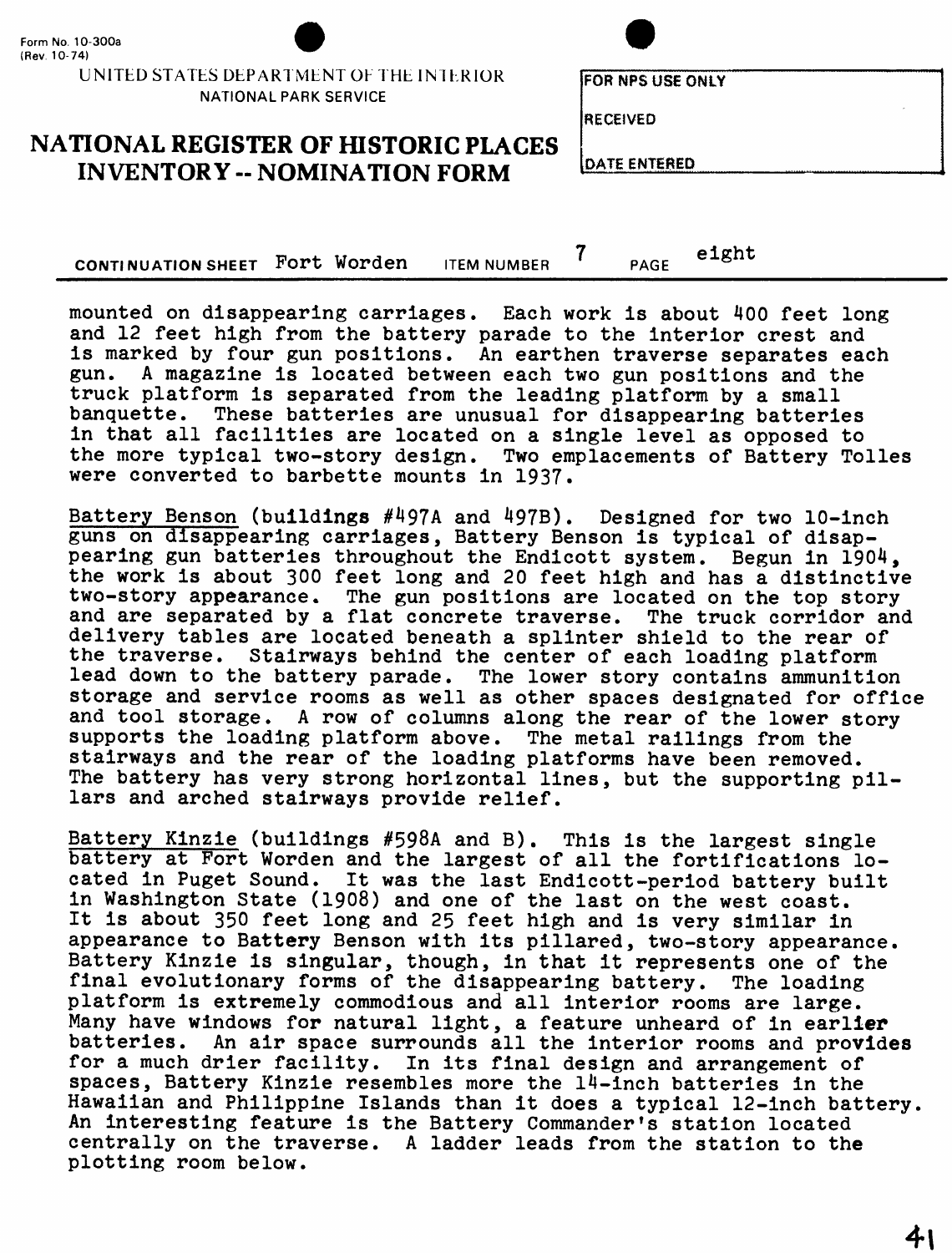mounted on disappearing carriages. Each work is about 400 feet long and 12 feet high from the battery parade to the interior crest and is marked by four gun positions. An earthen traverse separates each gun. A magazine is located between each two gun positions and the truck platform is separated from the leading platform by a small banquette. These batteries are unusual for disappearing batteries in that all facilities are located on a single level as opposed to the more typical two-story design. Two emplacements of Battery Tolles were converted to barbette mounts in 1937.

Battery Benson (buildings #497A and 497B). Designed for two 10-inch guns on disappearing carriages, Battery Benson is typical of disappearing gun batteries throughout the Endicott system. Begun in 1904, the work is about 300 feet long and 20 feet high and has a distinctive two-story appearance. The gun positions are located on the top story and are separated by a flat concrete traverse. The truck corridor and delivery tables are located beneath a splinter shield to the rear of the traverse. Stairways behind the center of each loading platform lead down to the battery parade. The lower story contains ammunition storage and service rooms as well as other spaces designated for office and tool storage. A row of columns along the rear of the lower story supports the loading platform above. The metal railings from the stairways and the rear of the loading platforms have been removed. The battery has very strong horizontal lines, but the supporting pillars and arched stairways provide relief.

Battery Kinzie (buildings #598A and B). This is the largest single battery at Fort Worden and the largest of all the fortifications located in Puget Sound. It was the last Endicott-period battery built in Washington State (1908) and one of the last on the west coast. It is about 350 feet long and 25 feet high and is very similar in appearance to Battery Benson with its pillared, two-story appearance. Battery Kinzie is singular, though, in that it represents one of the final evolutionary forms of the disappearing battery. The loading platform is extremely commodious and all interior rooms are large. Many have windows for natural light, a feature unheard of in earlier batteries. An air space surrounds all the interior rooms and provides for a much drier facility. In its final design and arrangement of spaces, Battery Kinzie resembles more the 14-inch batteries in the Hawaiian and Philippine Islands than it does a typical 12-inch battery. An interesting feature is the Battery Commander's station located centrally on the traverse. A ladder leads from the station to the plotting room below.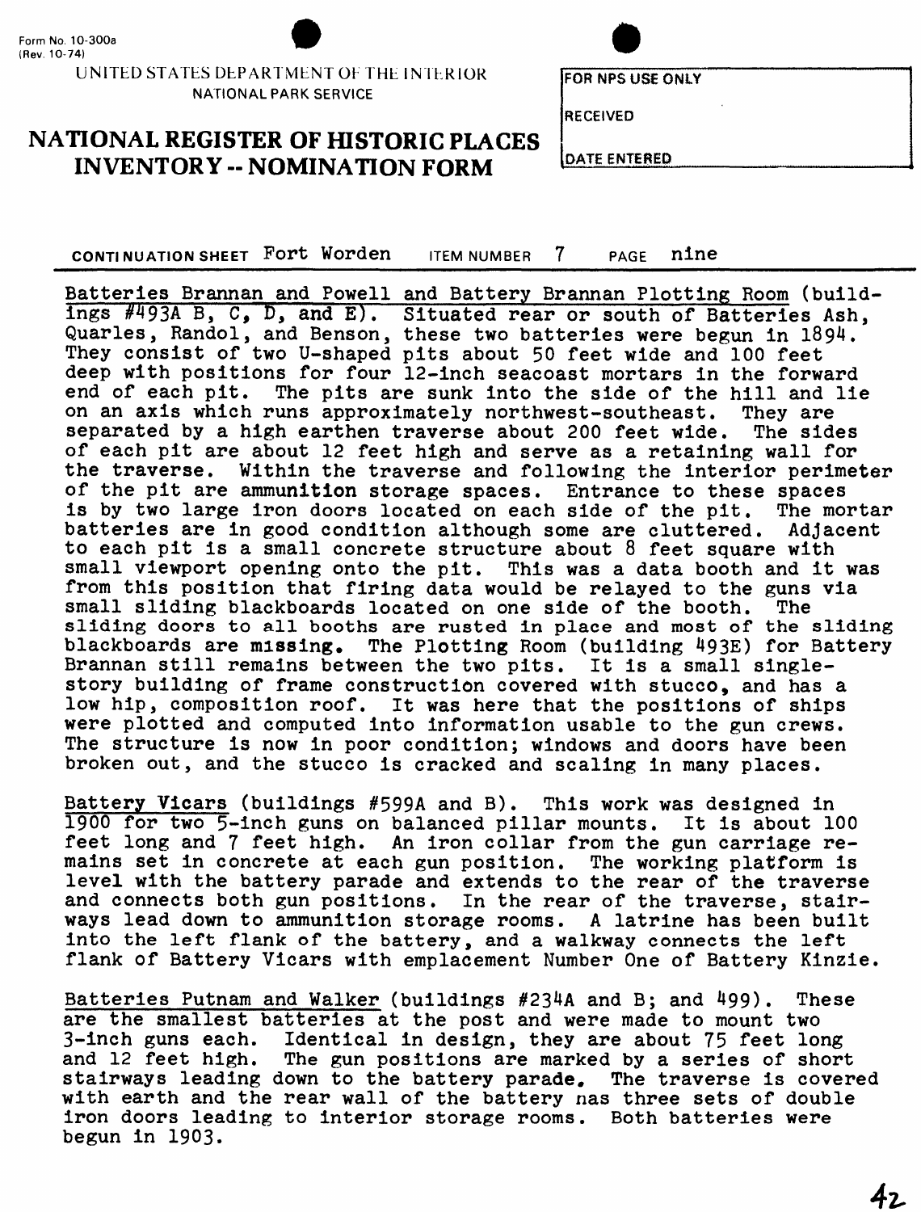Form No. 10-300a
(Rev. 10-74)

UNITED STATES DEPARTMENT OF THE INTERIOR
NATIONAL PARK SERVICE

# NATIONAL REGISTER OF HISTORIC PLACES INVENTORY -- NOMINATION FORM

FOR NPS USE ONLY

RECEIVED

DATE ENTERED

CONTINUATION SHEET Fort Worden ITEM NUMBER 7 PAGE nine

Batteries Brannan and Powell and Battery Brannan Plotting Room (buildings #493A B, C, D, and E). Situated rear or south of Batteries Ash, Quarles, Randol, and Benson, these two batteries were begun in 1894. They consist of two U-shaped pits about 50 feet wide and 100 feet deep with positions for four 12-inch seacoast mortars in the forward end of each pit. The pits are sunk into the side of the hill and lie on an axis which runs approximately northwest-southeast. They are separated by a high earthen traverse about 200 feet wide. The sides of each pit are about 12 feet high and serve as a retaining wall for the traverse. Within the traverse and following the interior perimeter of the pit are ammunition storage spaces. Entrance to these spaces is by two large iron doors located on each side of the pit. The mortar batteries are in good condition although some are cluttered. Adjacent to each pit is a small concrete structure about 8 feet square with small viewport opening onto the pit. This was a data booth and it was from this position that firing data would be relayed to the guns via small sliding blackboards located on one side of the booth. The sliding doors to all booths are rusted in place and most of the sliding blackboards are missing. The Plotting Room (building 493E) for Battery Brannan still remains between the two pits. It is a small single-story building of frame construction covered with stucco, and has a low hip, composition roof. It was here that the positions of ships were plotted and computed into information usable to the gun crews. The structure is now in poor condition; windows and doors have been broken out, and the stucco is cracked and scaling in many places.

Battery Vicars (buildings #599A and B). This work was designed in 1900 for two 5-inch guns on balanced pillar mounts. It is about 100 feet long and 7 feet high. An iron collar from the gun carriage remains set in concrete at each gun position. The working platform is level with the battery parade and extends to the rear of the traverse and connects both gun positions. In the rear of the traverse, stairways lead down to ammunition storage rooms. A latrine has been built into the left flank of the battery, and a walkway connects the left flank of Battery Vicars with emplacement Number One of Battery Kinzie.

Batteries Putnam and Walker (buildings #234A and B; and 499). These are the smallest batteries at the post and were made to mount two 3-inch guns each. Identical in design, they are about 75 feet long and 12 feet high. The gun positions are marked by a series of short stairways leading down to the battery parade. The traverse is covered with earth and the rear wall of the battery has three sets of double iron doors leading to interior storage rooms. Both batteries were begun in 1903.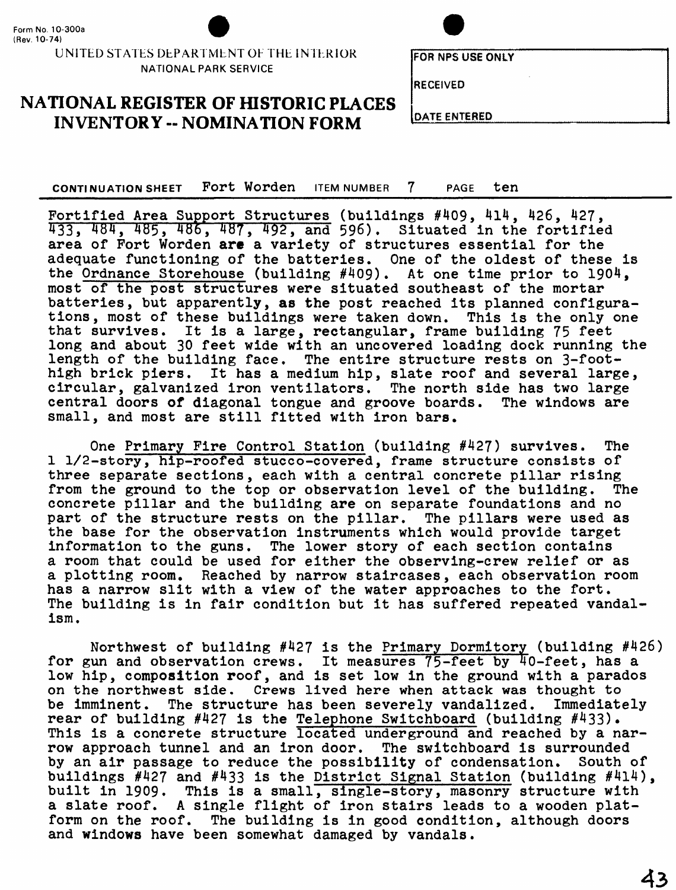Form No. 10-300a
(Rev. 10-74)

UNITED STATES DEPARTMENT OF THE INTERIOR
NATIONAL PARK SERVICE

# NATIONAL REGISTER OF HISTORIC PLACES INVENTORY -- NOMINATION FORM

| FOR NPS USE ONLY |
|---|
| RECEIVED |
| DATE ENTERED |

CONTINUATION SHEET Fort Worden ITEM NUMBER 7 PAGE ten

Fortified Area Support Structures (buildings #409, 414, 426, 427, 433, 484, 485, 486, 487, 492, and 596). Situated in the fortified area of Fort Worden are a variety of structures essential for the adequate functioning of the batteries. One of the oldest of these is the Ordnance Storehouse (building #409). At one time prior to 1904, most of the post structures were situated southeast of the mortar batteries, but apparently, as the post reached its planned configurations, most of these buildings were taken down. This is the only one that survives. It is a large, rectangular, frame building 75 feet long and about 30 feet wide with an uncovered loading dock running the length of the building face. The entire structure rests on 3-foot-high brick piers. It has a medium hip, slate roof and several large, circular, galvanized iron ventilators. The north side has two large central doors of diagonal tongue and groove boards. The windows are small, and most are still fitted with iron bars.

One Primary Fire Control Station (building #427) survives. The 1 1/2-story, hip-roofed stucco-covered, frame structure consists of three separate sections, each with a central concrete pillar rising from the ground to the top or observation level of the building. The concrete pillar and the building are on separate foundations and no part of the structure rests on the pillar. The pillars were used as the base for the observation instruments which would provide target information to the guns. The lower story of each section contains a room that could be used for either the observing-crew relief or as a plotting room. Reached by narrow staircases, each observation room has a narrow slit with a view of the water approaches to the fort. The building is in fair condition but it has suffered repeated vandalism.

Northwest of building #427 is the Primary Dormitory (building #426) for gun and observation crews. It measures 75-feet by 40-feet, has a low hip, composition roof, and is set low in the ground with a parados on the northwest side. Crews lived here when attack was thought to be imminent. The structure has been severely vandalized. Immediately rear of building #427 is the Telephone Switchboard (building #433). This is a concrete structure located underground and reached by a narrow approach tunnel and an iron door. The switchboard is surrounded by an air passage to reduce the possibility of condensation. South of buildings #427 and #433 is the District Signal Station (building #414), built in 1909. This is a small, single-story, masonry structure with a slate roof. A single flight of iron stairs leads to a wooden platform on the roof. The building is in good condition, although doors and windows have been somewhat damaged by vandals.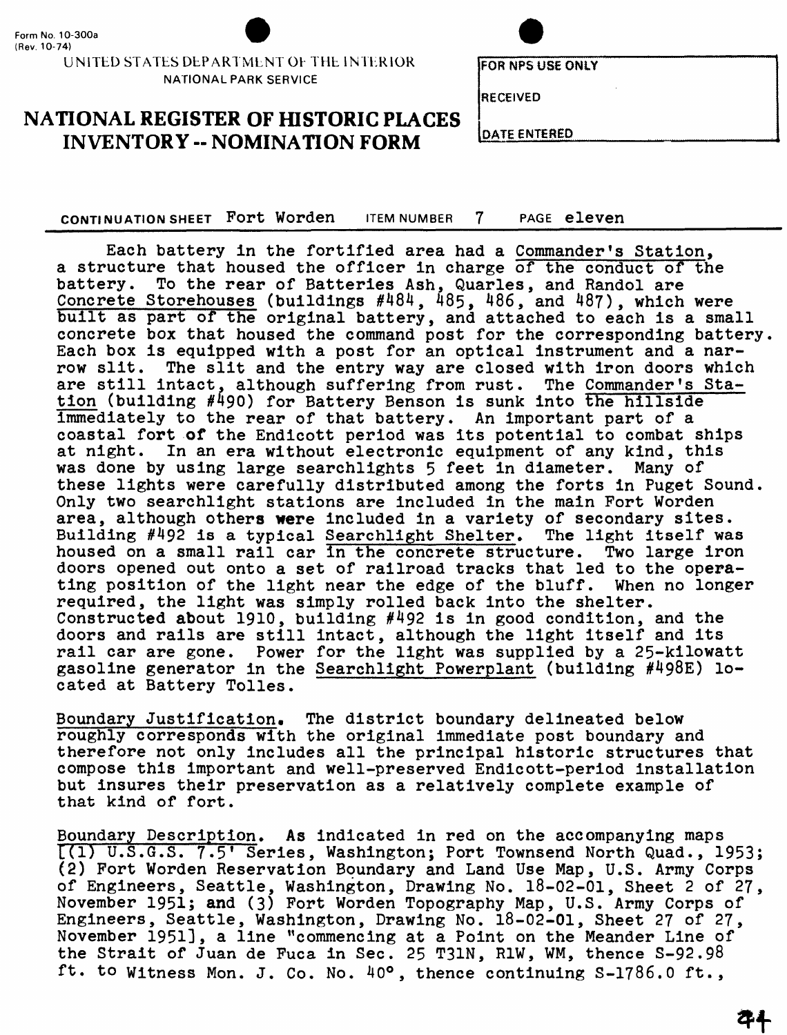Form No. 10-300a
(Rev. 10-74)

UNITED STATES DEPARTMENT OF THE INTERIOR
NATIONAL PARK SERVICE

# NATIONAL REGISTER OF HISTORIC PLACES INVENTORY -- NOMINATION FORM

| FOR NPS USE ONLY |
|---|
| RECEIVED |
| DATE ENTERED |

CONTINUATION SHEET Fort Worden ITEM NUMBER 7 PAGE eleven

Each battery in the fortified area had a Commander's Station, a structure that housed the officer in charge of the conduct of the battery. To the rear of Batteries Ash, Quarles, and Randol are Concrete Storehouses (buildings #484, 485, 486, and 487), which were built as part of the original battery, and attached to each is a small concrete box that housed the command post for the corresponding battery. Each box is equipped with a post for an optical instrument and a narrow slit. The slit and the entry way are closed with iron doors which are still intact, although suffering from rust. The Commander's Station (building #490) for Battery Benson is sunk into the hillside immediately to the rear of that battery. An important part of a coastal fort of the Endicott period was its potential to combat ships at night. In an era without electronic equipment of any kind, this was done by using large searchlights 5 feet in diameter. Many of these lights were carefully distributed among the forts in Puget Sound. Only two searchlight stations are included in the main Fort Worden area, although others were included in a variety of secondary sites. Building #492 is a typical Searchlight Shelter. The light itself was housed on a small rail car in the concrete structure. Two large iron doors opened out onto a set of railroad tracks that led to the operating position of the light near the edge of the bluff. When no longer required, the light was simply rolled back into the shelter. Constructed about 1910, building #492 is in good condition, and the doors and rails are still intact, although the light itself and its rail car are gone. Power for the light was supplied by a 25-kilowatt gasoline generator in the Searchlight Powerplant (building #498E) located at Battery Tolles.

Boundary Justification. The district boundary delineated below roughly corresponds with the original immediate post boundary and therefore not only includes all the principal historic structures that compose this important and well-preserved Endicott-period installation but insures their preservation as a relatively complete example of that kind of fort.

Boundary Description. As indicated in red on the accompanying maps [(1) U.S.G.S. 7.5' Series, Washington; Port Townsend North Quad., 1953; (2) Fort Worden Reservation Boundary and Land Use Map, U.S. Army Corps of Engineers, Seattle, Washington, Drawing No. 18-02-01, Sheet 2 of 27, November 1951; and (3) Fort Worden Topography Map, U.S. Army Corps of Engineers, Seattle, Washington, Drawing No. 18-02-01, Sheet 27 of 27, November 1951], a line "commencing at a Point on the Meander Line of the Strait of Juan de Fuca in Sec. 25 T31N, R1W, WM, thence S-92.98 ft. to Witness Mon. J. Co. No. 40°, thence continuing S-1786.0 ft.,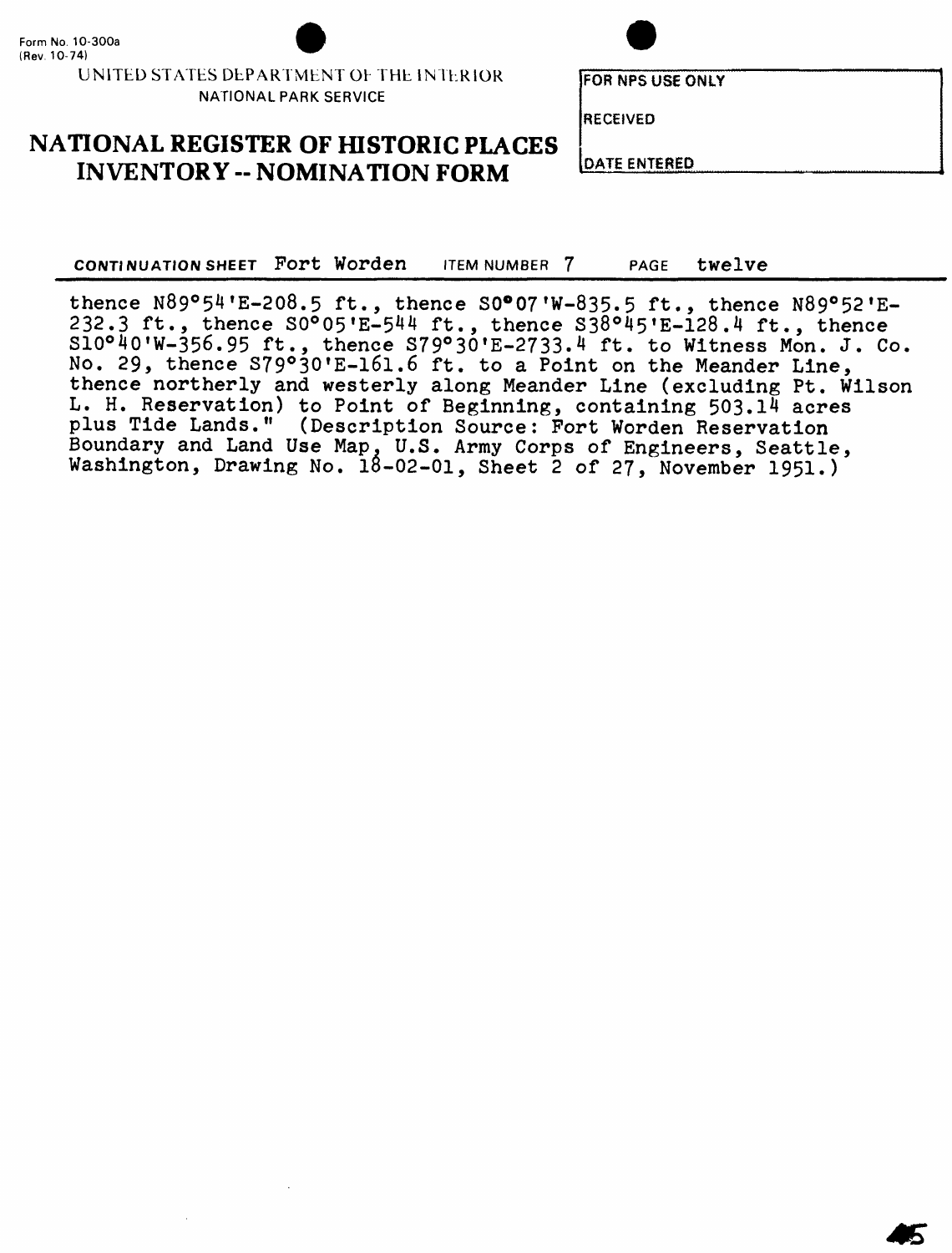Form No. 10-300a
(Rev. 10-74)

UNITED STATES DEPARTMENT OF THE INTERIOR
NATIONAL PARK SERVICE

# NATIONAL REGISTER OF HISTORIC PLACES INVENTORY -- NOMINATION FORM

| FOR NPS USE ONLY |
| --- |
| RECEIVED |
| DATE ENTERED |

CONTINUATION SHEET Fort Worden ITEM NUMBER 7 PAGE twelve

---

thence N89°54'E-208.5 ft., thence S0°07'W-835.5 ft., thence N89°52'E-232.3 ft., thence S0°05'E-544 ft., thence S38°45'E-128.4 ft., thence S10°40'W-356.95 ft., thence S79°30'E-2733.4 ft. to Witness Mon. J. Co. No. 29, thence S79°30'E-161.6 ft. to a Point on the Meander Line, thence northerly and westerly along Meander Line (excluding Pt. Wilson L. H. Reservation) to Point of Beginning, containing 503.14 acres plus Tide Lands." (Description Source: Fort Worden Reservation Boundary and Land Use Map, U.S. Army Corps of Engineers, Seattle, Washington, Drawing No. 18-02-01, Sheet 2 of 27, November 1951.)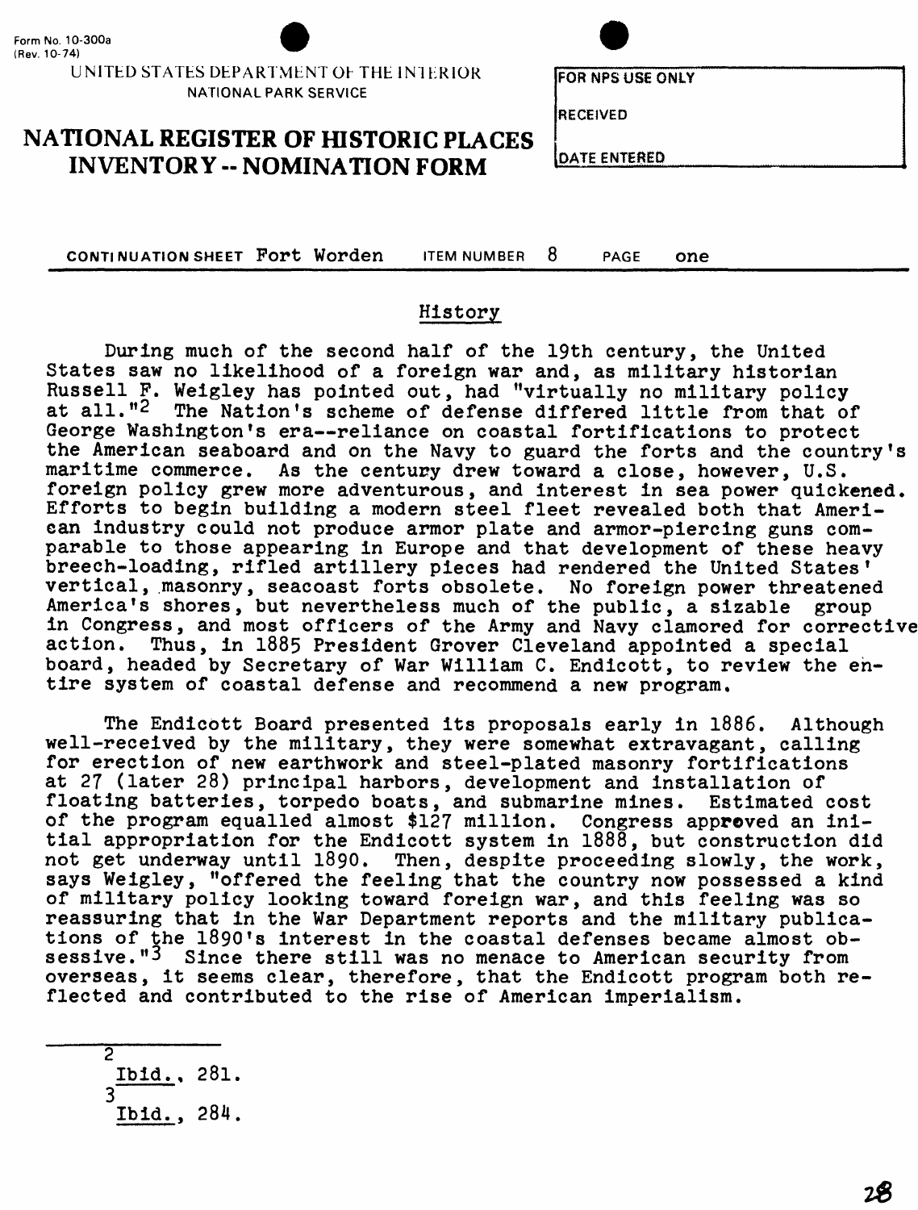UNITED STATES DEPARTMENT OF THE INTERIOR
NATIONAL PARK SERVICE

# NATIONAL REGISTER OF HISTORIC PLACES INVENTORY -- NOMINATION FORM

| FOR NPS USE ONLY |
| --- |
| RECEIVED |
| DATE ENTERED |

CONTINUATION SHEET Fort Worden ITEM NUMBER 8 PAGE one

## History

During much of the second half of the 19th century, the United States saw no likelihood of a foreign war and, as military historian Russell F. Weigley has pointed out, had "virtually no military policy at all."[2] The Nation's scheme of defense differed little from that of George Washington's era--reliance on coastal fortifications to protect the American seaboard and on the Navy to guard the forts and the country's maritime commerce. As the century drew toward a close, however, U.S. foreign policy grew more adventurous, and interest in sea power quickened. Efforts to begin building a modern steel fleet revealed both that American industry could not produce armor plate and armor-piercing guns comparable to those appearing in Europe and that development of these heavy breech-loading, rifled artillery pieces had rendered the United States' vertical, masonry, seacoast forts obsolete. No foreign power threatened America's shores, but nevertheless much of the public, a sizable group in Congress, and most officers of the Army and Navy clamored for corrective action. Thus, in 1885 President Grover Cleveland appointed a special board, headed by Secretary of War William C. Endicott, to review the entire system of coastal defense and recommend a new program.

The Endicott Board presented its proposals early in 1886. Although well-received by the military, they were somewhat extravagant, calling for erection of new earthwork and steel-plated masonry fortifications at 27 (later 28) principal harbors, development and installation of floating batteries, torpedo boats, and submarine mines. Estimated cost of the program equalled almost $127 million. Congress approved an initial appropriation for the Endicott system in 1888, but construction did not get underway until 1890. Then, despite proceeding slowly, the work, says Weigley, "offered the feeling that the country now possessed a kind of military policy looking toward foreign war, and this feeling was so reassuring that in the War Department reports and the military publications of the 1890's interest in the coastal defenses became almost obsessive."[3] Since there still was no menace to American security from overseas, it seems clear, therefore, that the Endicott program both reflected and contributed to the rise of American imperialism.

---

[2] Ibid., 281.

[3] Ibid., 284.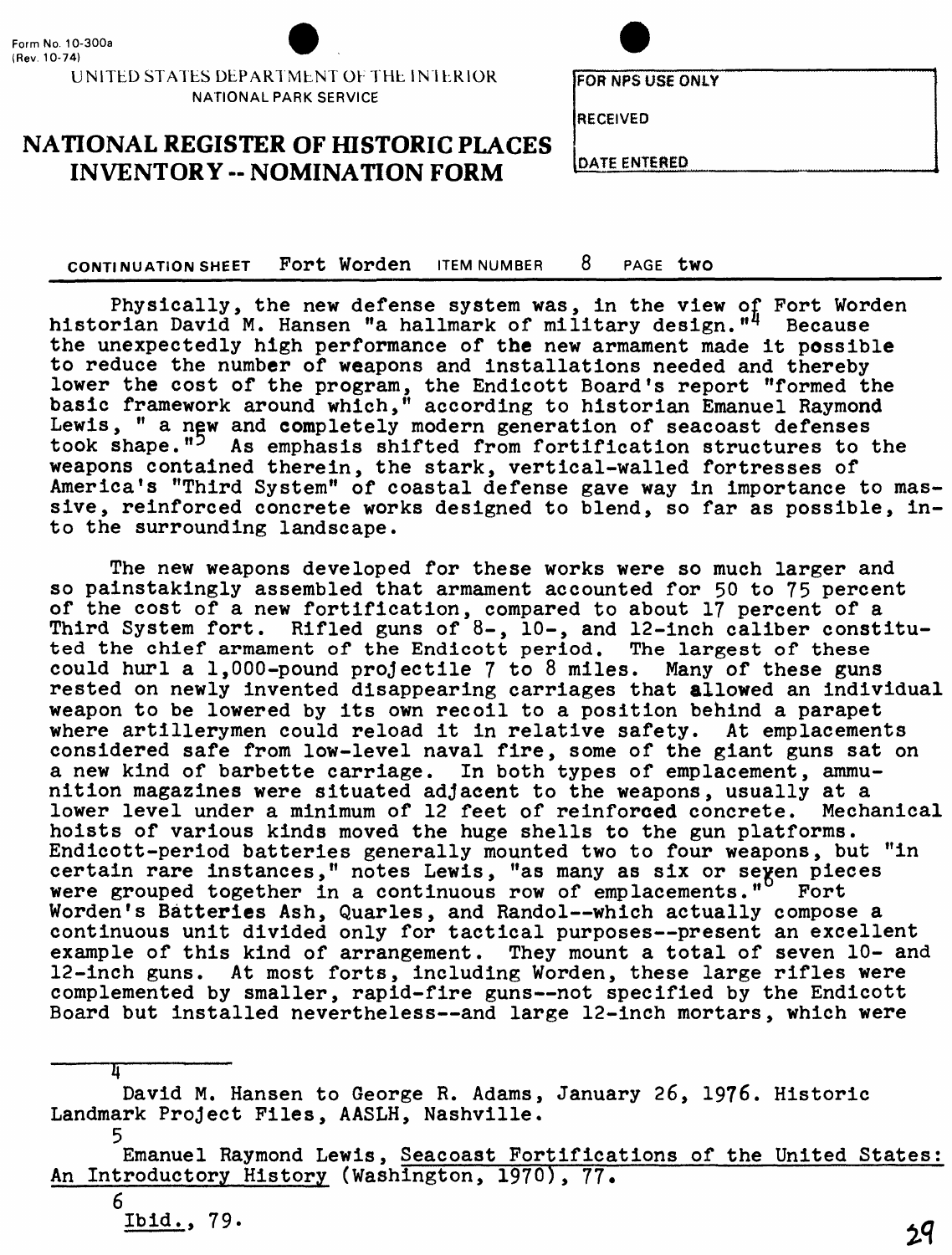Form No. 10-300a
(Rev. 10-74)

UNITED STATES DEPARTMENT OF THE INTERIOR
NATIONAL PARK SERVICE

# NATIONAL REGISTER OF HISTORIC PLACES INVENTORY -- NOMINATION FORM

FOR NPS USE ONLY

RECEIVED

DATE ENTERED

CONTINUATION SHEET Fort Worden ITEM NUMBER 8 PAGE two

Physically, the new defense system was, in the view of Fort Worden historian David M. Hansen "a hallmark of military design."[4] Because the unexpectedly high performance of the new armament made it possible to reduce the number of weapons and installations needed and thereby lower the cost of the program, the Endicott Board's report "formed the basic framework around which," according to historian Emanuel Raymond Lewis, " a new and completely modern generation of seacoast defenses took shape."[5] As emphasis shifted from fortification structures to the weapons contained therein, the stark, vertical-walled fortresses of America's "Third System" of coastal defense gave way in importance to massive, reinforced concrete works designed to blend, so far as possible, into the surrounding landscape.

The new weapons developed for these works were so much larger and so painstakingly assembled that armament accounted for 50 to 75 percent of the cost of a new fortification, compared to about 17 percent of a Third System fort. Rifled guns of 8-, 10-, and 12-inch caliber constituted the chief armament of the Endicott period. The largest of these could hurl a 1,000-pound projectile 7 to 8 miles. Many of these guns rested on newly invented disappearing carriages that allowed an individual weapon to be lowered by its own recoil to a position behind a parapet where artillerymen could reload it in relative safety. At emplacements considered safe from low-level naval fire, some of the giant guns sat on a new kind of barbette carriage. In both types of emplacement, ammunition magazines were situated adjacent to the weapons, usually at a lower level under a minimum of 12 feet of reinforced concrete. Mechanical hoists of various kinds moved the huge shells to the gun platforms. Endicott-period batteries generally mounted two to four weapons, but "in certain rare instances," notes Lewis, "as many as six or seven pieces were grouped together in a continuous row of emplacements."[6] Fort Worden's Batteries Ash, Quarles, and Randol--which actually compose a continuous unit divided only for tactical purposes--present an excellent example of this kind of arrangement. They mount a total of seven 10- and 12-inch guns. At most forts, including Worden, these large rifles were complemented by smaller, rapid-fire guns--not specified by the Endicott Board but installed nevertheless--and large 12-inch mortars, which were

---

4. David M. Hansen to George R. Adams, January 26, 1976. Historic Landmark Project Files, AASLH, Nashville.

5. Emanuel Raymond Lewis, Seacoast Fortifications of the United States: An Introductory History (Washington, 1970), 77.

6. Ibid., 79.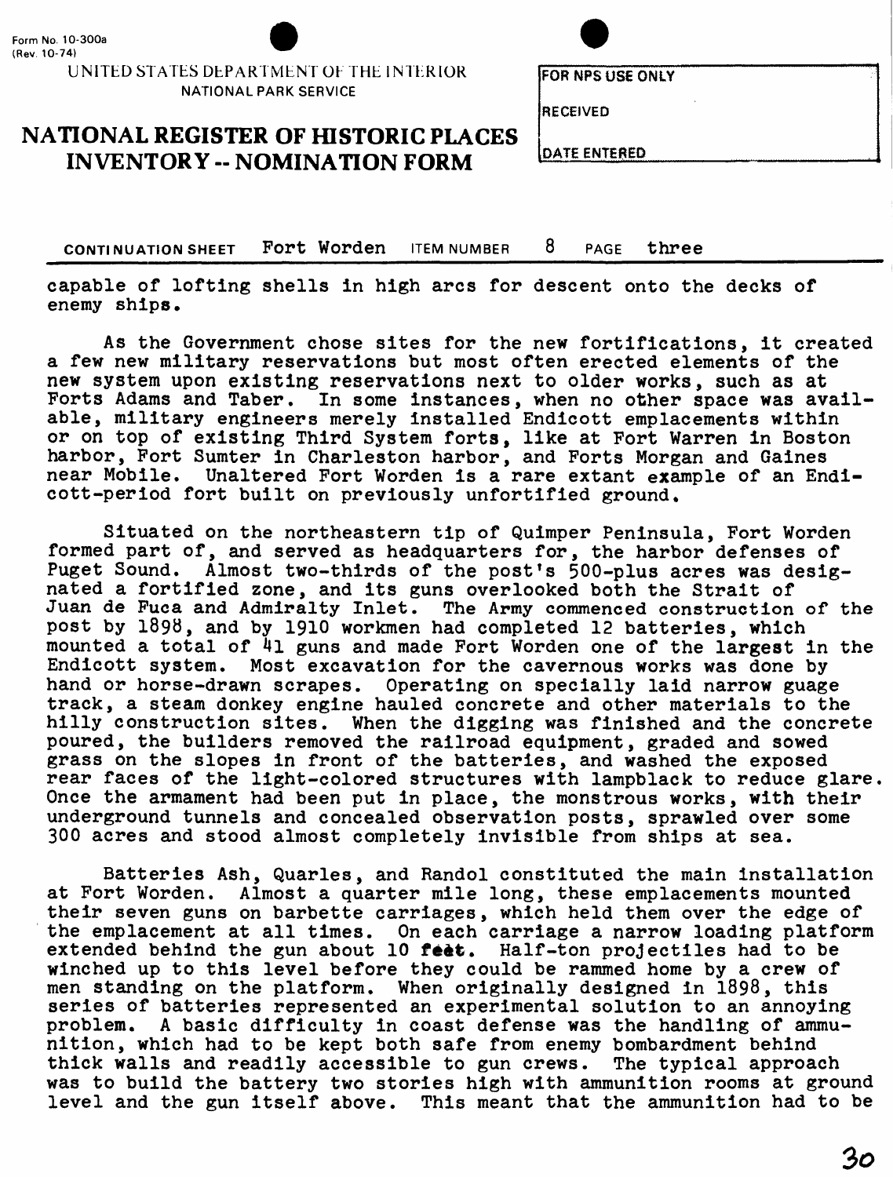Form No. 10-300a
(Rev. 10-74)

UNITED STATES DEPARTMENT OF THE INTERIOR
NATIONAL PARK SERVICE

# NATIONAL REGISTER OF HISTORIC PLACES INVENTORY -- NOMINATION FORM

| FOR NPS USE ONLY |
| --- |
| RECEIVED |
| DATE ENTERED |

CONTINUATION SHEET Fort Worden ITEM NUMBER 8 PAGE three

capable of lofting shells in high arcs for descent onto the decks of enemy ships.

As the Government chose sites for the new fortifications, it created a few new military reservations but most often erected elements of the new system upon existing reservations next to older works, such as at Forts Adams and Taber. In some instances, when no other space was available, military engineers merely installed Endicott emplacements within or on top of existing Third System forts, like at Fort Warren in Boston harbor, Fort Sumter in Charleston harbor, and Forts Morgan and Gaines near Mobile. Unaltered Fort Worden is a rare extant example of an Endicott-period fort built on previously unfortified ground.

Situated on the northeastern tip of Quimper Peninsula, Fort Worden formed part of, and served as headquarters for, the harbor defenses of Puget Sound. Almost two-thirds of the post's 500-plus acres was designated a fortified zone, and its guns overlooked both the Strait of Juan de Fuca and Admiralty Inlet. The Army commenced construction of the post by 1898, and by 1910 workmen had completed 12 batteries, which mounted a total of 41 guns and made Fort Worden one of the largest in the Endicott system. Most excavation for the cavernous works was done by hand or horse-drawn scrapes. Operating on specially laid narrow guage track, a steam donkey engine hauled concrete and other materials to the hilly construction sites. When the digging was finished and the concrete poured, the builders removed the railroad equipment, graded and sowed grass on the slopes in front of the batteries, and washed the exposed rear faces of the light-colored structures with lampblack to reduce glare. Once the armament had been put in place, the monstrous works, with their underground tunnels and concealed observation posts, sprawled over some 300 acres and stood almost completely invisible from ships at sea.

Batteries Ash, Quarles, and Randol constituted the main installation at Fort Worden. Almost a quarter mile long, these emplacements mounted their seven guns on barbette carriages, which held them over the edge of the emplacement at all times. On each carriage a narrow loading platform extended behind the gun about 10 feet. Half-ton projectiles had to be winched up to this level before they could be rammed home by a crew of men standing on the platform. When originally designed in 1898, this series of batteries represented an experimental solution to an annoying problem. A basic difficulty in coast defense was the handling of ammunition, which had to be kept both safe from enemy bombardment behind thick walls and readily accessible to gun crews. The typical approach was to build the battery two stories high with ammunition rooms at ground level and the gun itself above. This meant that the ammunition had to be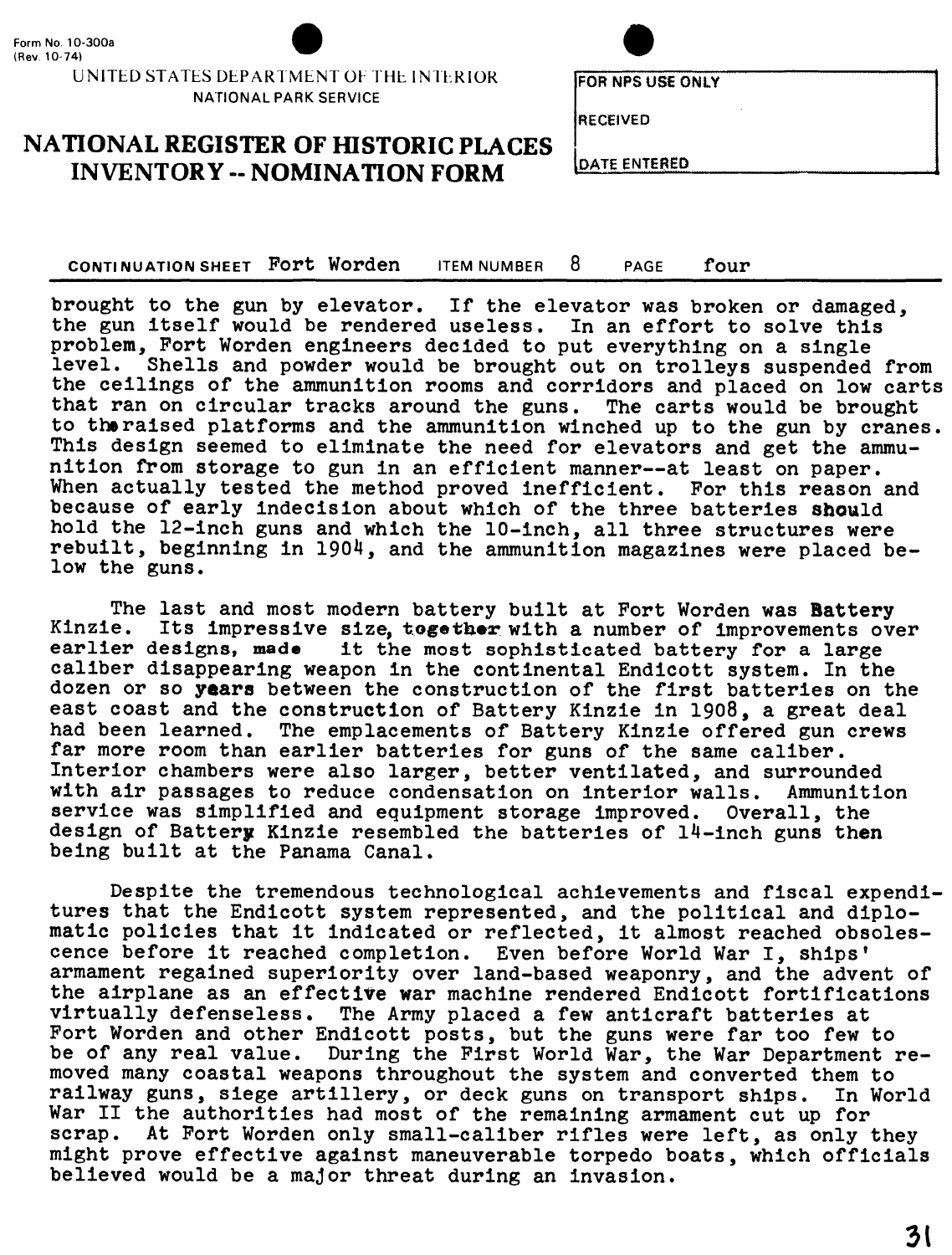brought to the gun by elevator. If the elevator was broken or damaged, the gun itself would be rendered useless. In an effort to solve this problem, Fort Worden engineers decided to put everything on a single level. Shells and powder would be brought out on trolleys suspended from the ceilings of the ammunition rooms and corridors and placed on low carts that ran on circular tracks around the guns. The carts would be brought to the raised platforms and the ammunition winched up to the gun by cranes. This design seemed to eliminate the need for elevators and get the ammunition from storage to gun in an efficient manner--at least on paper. When actually tested the method proved inefficient. For this reason and because of early indecision about which of the three batteries should hold the 12-inch guns and which the 10-inch, all three structures were rebuilt, beginning in 1904, and the ammunition magazines were placed below the guns.

The last and most modern battery built at Fort Worden was Battery Kinzie. Its impressive size, together with a number of improvements over earlier designs, made it the most sophisticated battery for a large caliber disappearing weapon in the continental Endicott system. In the dozen or so years between the construction of the first batteries on the east coast and the construction of Battery Kinzie in 1908, a great deal had been learned. The emplacements of Battery Kinzie offered gun crews far more room than earlier batteries for guns of the same caliber. Interior chambers were also larger, better ventilated, and surrounded with air passages to reduce condensation on interior walls. Ammunition service was simplified and equipment storage improved. Overall, the design of Battery Kinzie resembled the batteries of 14-inch guns then being built at the Panama Canal.

Despite the tremendous technological achievements and fiscal expenditures that the Endicott system represented, and the political and diplomatic policies that it indicated or reflected, it almost reached obsolescence before it reached completion. Even before World War I, ships' armament regained superiority over land-based weaponry, and the advent of the airplane as an effective war machine rendered Endicott fortifications virtually defenseless. The Army placed a few anticraft batteries at Fort Worden and other Endicott posts, but the guns were far too few to be of any real value. During the First World War, the War Department removed many coastal weapons throughout the system and converted them to railway guns, siege artillery, or deck guns on transport ships. In World War II the authorities had most of the remaining armament cut up for scrap. At Fort Worden only small-caliber rifles were left, as only they might prove effective against maneuverable torpedo boats, which officials believed would be a major threat during an invasion.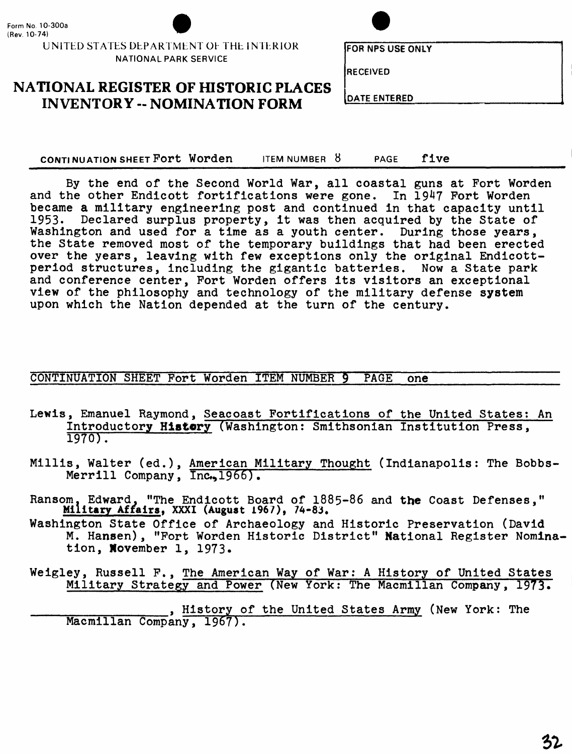Form No. 10-300a
(Rev. 10-74)

UNITED STATES DEPARTMENT OF THE INTERIOR
NATIONAL PARK SERVICE

# NATIONAL REGISTER OF HISTORIC PLACES INVENTORY -- NOMINATION FORM

| FOR NPS USE ONLY |
| --- |
| RECEIVED |
| DATE ENTERED |

CONTINUATION SHEET Fort Worden ITEM NUMBER 8 PAGE five

By the end of the Second World War, all coastal guns at Fort Worden and the other Endicott fortifications were gone. In 1947 Fort Worden became a military engineering post and continued in that capacity until 1953. Declared surplus property, it was then acquired by the State of Washington and used for a time as a youth center. During those years, the State removed most of the temporary buildings that had been erected over the years, leaving with few exceptions only the original Endicott-period structures, including the gigantic batteries. Now a State park and conference center, Fort Worden offers its visitors an exceptional view of the philosophy and technology of the military defense system upon which the Nation depended at the turn of the century.

CONTINUATION SHEET Fort Worden ITEM NUMBER 9 PAGE one

Lewis, Emanuel Raymond, Seacoast Fortifications of the United States: An Introductory History (Washington: Smithsonian Institution Press, 1970).

Millis, Walter (ed.), American Military Thought (Indianapolis: The Bobbs-Merrill Company, Inc.,1966).

Ransom, Edward, "The Endicott Board of 1885-86 and the Coast Defenses," Military Affairs, XXXI (August 1967), 74-83.

Washington State Office of Archaeology and Historic Preservation (David M. Hansen), "Fort Worden Historic District" National Register Nomination, November 1, 1973.

Weigley, Russell F., The American Way of War: A History of United States Military Strategy and Power (New York: The Macmillan Company, 1973.

\_\_\_\_\_\_\_\_\_\_\_\_\_\_\_\_, History of the United States Army (New York: The Macmillan Company, 1967).